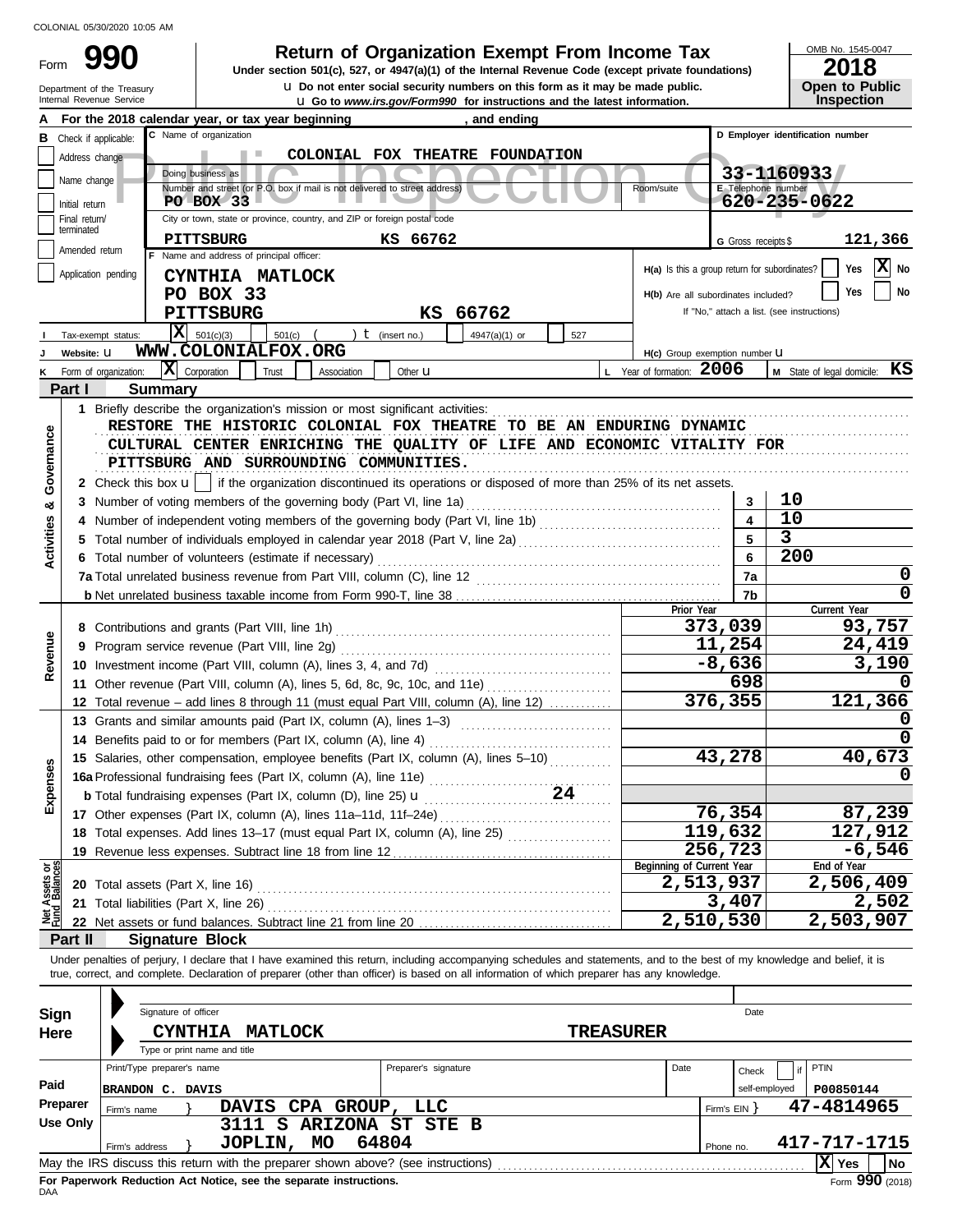COLONIAL 05/30/2020 10:05 AM

# Form 990 — Return of Organization Exempt From Income Tax

**Under section 501(c), 527, or 4947(a)(1) of the Internal Revenue Code (except private foundations)**

Do not enter social security numbers on this form as it may be made public.

Go to *www.irs.gov/Form990* for instructions and the latest information.

Department of the Treasury
Internal Revenue Service

OMB No. 1545-0047

**2018**

**Open to Public Inspection**

Public Inspection Copy

**A** For the 2018 calendar year, or tax year beginning , and ending

**B** Check if applicable: Address change / Name change / Initial return / Final return/terminated / Amended return / Application pending

**C** Name of organization: COLONIAL FOX THEATRE FOUNDATION

Doing business as

Number and street (or P.O. box if mail is not delivered to street address): PO BOX 33 — Room/suite

City or town, state or province, country, and ZIP or foreign postal code: PITTSBURG KS 66762

**D** Employer identification number: 33-1160933

**E** Telephone number: 620-235-0622

**G** Gross receipts $ 121,366

**F** Name and address of principal officer: CYNTHIA MATLOCK, PO BOX 33, PITTSBURG KS 66762

**H(a)** Is this a group return for subordinates? Yes [ ] No [X]

**H(b)** Are all subordinates included? Yes [ ] No [ ]
If "No," attach a list. (see instructions)

**I** Tax-exempt status: [X] 501(c)(3) [ ] 501(c) ( ) (insert no.) [ ] 4947(a)(1) or [ ] 527

**J** Website: WWW.COLONIALFOX.ORG

**H(c)** Group exemption number

**K** Form of organization: [X] Corporation [ ] Trust [ ] Association [ ] Other

**L** Year of formation: 2006

**M** State of legal domicile: KS

## Part I Summary

**Activities & Governance**

1 Briefly describe the organization's mission or most significant activities:
RESTORE THE HISTORIC COLONIAL FOX THEATRE TO BE AN ENDURING DYNAMIC CULTURAL CENTER ENRICHING THE QUALITY OF LIFE AND ECONOMIC VITALITY FOR PITTSBURG AND SURROUNDING COMMUNITIES.

2 Check this box if the organization discontinued its operations or disposed of more than 25% of its net assets.

| Line | Description | | Value |
|---|---|---|---|
| 3 | Number of voting members of the governing body (Part VI, line 1a) | 3 | 10 |
| 4 | Number of independent voting members of the governing body (Part VI, line 1b) | 4 | 10 |
| 5 | Total number of individuals employed in calendar year 2018 (Part V, line 2a) | 5 | 3 |
| 6 | Total number of volunteers (estimate if necessary) | 6 | 200 |
| 7a | Total unrelated business revenue from Part VIII, column (C), line 12 | 7a | 0 |
| 7b | Net unrelated business taxable income from Form 990-T, line 38 | 7b | 0 |

| Line | Description | Prior Year | Current Year |
|---|---|---|---|
| **Revenue** | | | |
| 8 | Contributions and grants (Part VIII, line 1h) | 373,039 | 93,757 |
| 9 | Program service revenue (Part VIII, line 2g) | 11,254 | 24,419 |
| 10 | Investment income (Part VIII, column (A), lines 3, 4, and 7d) | -8,636 | 3,190 |
| 11 | Other revenue (Part VIII, column (A), lines 5, 6d, 8c, 9c, 10c, and 11e) | 698 | 0 |
| 12 | Total revenue – add lines 8 through 11 (must equal Part VIII, column (A), line 12) | 376,355 | 121,366 |
| **Expenses** | | | |
| 13 | Grants and similar amounts paid (Part IX, column (A), lines 1–3) | | 0 |
| 14 | Benefits paid to or for members (Part IX, column (A), line 4) | | 0 |
| 15 | Salaries, other compensation, employee benefits (Part IX, column (A), lines 5–10) | 43,278 | 40,673 |
| 16a | Professional fundraising fees (Part IX, column (A), line 11e) | | 0 |
| b | Total fundraising expenses (Part IX, column (D), line 25) 24 | | |
| 17 | Other expenses (Part IX, column (A), lines 11a–11d, 11f–24e) | 76,354 | 87,239 |
| 18 | Total expenses. Add lines 13–17 (must equal Part IX, column (A), line 25) | 119,632 | 127,912 |
| 19 | Revenue less expenses. Subtract line 18 from line 12 | 256,723 | -6,546 |

| Line | Net Assets or Fund Balances | Beginning of Current Year | End of Year |
|---|---|---|---|
| 20 | Total assets (Part X, line 16) | 2,513,937 | 2,506,409 |
| 21 | Total liabilities (Part X, line 26) | 3,407 | 2,502 |
| 22 | Net assets or fund balances. Subtract line 21 from line 20 | 2,510,530 | 2,503,907 |

## Part II Signature Block

Under penalties of perjury, I declare that I have examined this return, including accompanying schedules and statements, and to the best of my knowledge and belief, it is true, correct, and complete. Declaration of preparer (other than officer) is based on all information of which preparer has any knowledge.

**Sign Here**

Signature of officer — Date

CYNTHIA MATLOCK — TREASURER

Type or print name and title

**Paid Preparer Use Only**

| Print/Type preparer's name | Preparer's signature | Date | Check if self-employed | PTIN |
|---|---|---|---|---|
| BRANDON C. DAVIS | | | | P00850144 |

Firm's name: DAVIS CPA GROUP, LLC — Firm's EIN: 47-4814965

Firm's address: 3111 S ARIZONA ST STE B, JOPLIN, MO 64804 — Phone no. 417-717-1715

May the IRS discuss this return with the preparer shown above? (see instructions) [X] Yes [ ] No

**For Paperwork Reduction Act Notice, see the separate instructions.**

DAA

Form **990** (2018)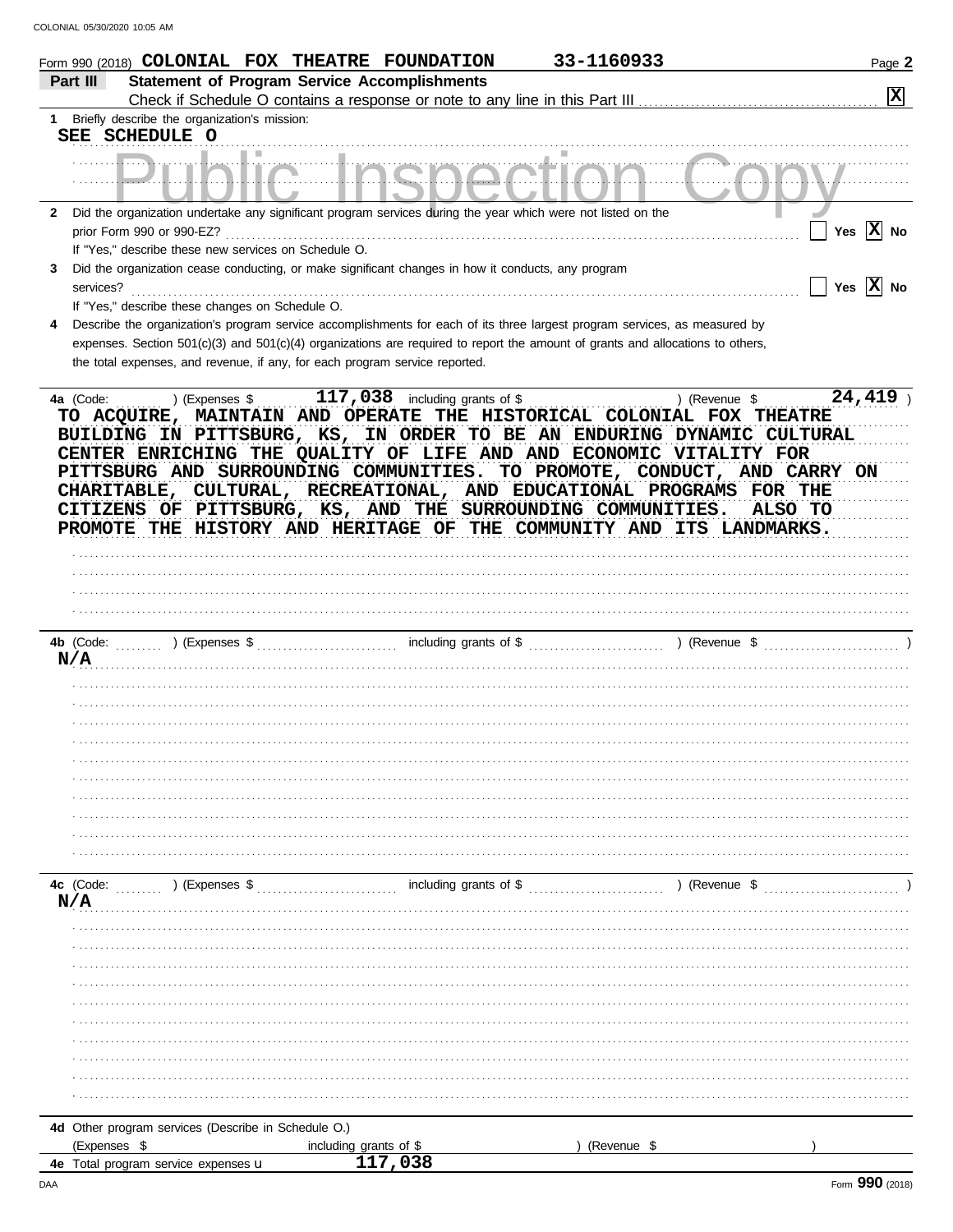COLONIAL 05/30/2020 10:05 AM

Form 990 (2018) **COLONIAL FOX THEATRE FOUNDATION** **33-1160933** Page **2**

**Part III** **Statement of Program Service Accomplishments**

Check if Schedule O contains a response or note to any line in this Part III ..... [X]

**1** Briefly describe the organization's mission:

SEE SCHEDULE O

Public Inspection Copy

**2** Did the organization undertake any significant program services during the year which were not listed on the prior Form 990 or 990-EZ? ..... [ ] Yes [X] No

If "Yes," describe these new services on Schedule O.

**3** Did the organization cease conducting, or make significant changes in how it conducts, any program services? ..... [ ] Yes [X] No

If "Yes," describe these changes on Schedule O.

**4** Describe the organization's program service accomplishments for each of its three largest program services, as measured by expenses. Section 501(c)(3) and 501(c)(4) organizations are required to report the amount of grants and allocations to others, the total expenses, and revenue, if any, for each program service reported.

**4a** (Code: ) (Expenses $ 117,038 including grants of $ ) (Revenue $ 24,419 )

TO ACQUIRE, MAINTAIN AND OPERATE THE HISTORICAL COLONIAL FOX THEATRE BUILDING IN PITTSBURG, KS, IN ORDER TO BE AN ENDURING DYNAMIC CULTURAL CENTER ENRICHING THE QUALITY OF LIFE AND AND ECONOMIC VITALITY FOR PITTSBURG AND SURROUNDING COMMUNITIES. TO PROMOTE, CONDUCT, AND CARRY ON CHARITABLE, CULTURAL, RECREATIONAL, AND EDUCATIONAL PROGRAMS FOR THE CITIZENS OF PITTSBURG, KS, AND THE SURROUNDING COMMUNITIES. ALSO TO PROMOTE THE HISTORY AND HERITAGE OF THE COMMUNITY AND ITS LANDMARKS.

**4b** (Code: ) (Expenses $ including grants of $ ) (Revenue $ )

N/A

**4c** (Code: ) (Expenses $ including grants of $ ) (Revenue $ )

N/A

**4d** Other program services (Describe in Schedule O.)

(Expenses $ including grants of $ ) (Revenue $ )

**4e** Total program service expenses u 117,038

DAA Form **990** (2018)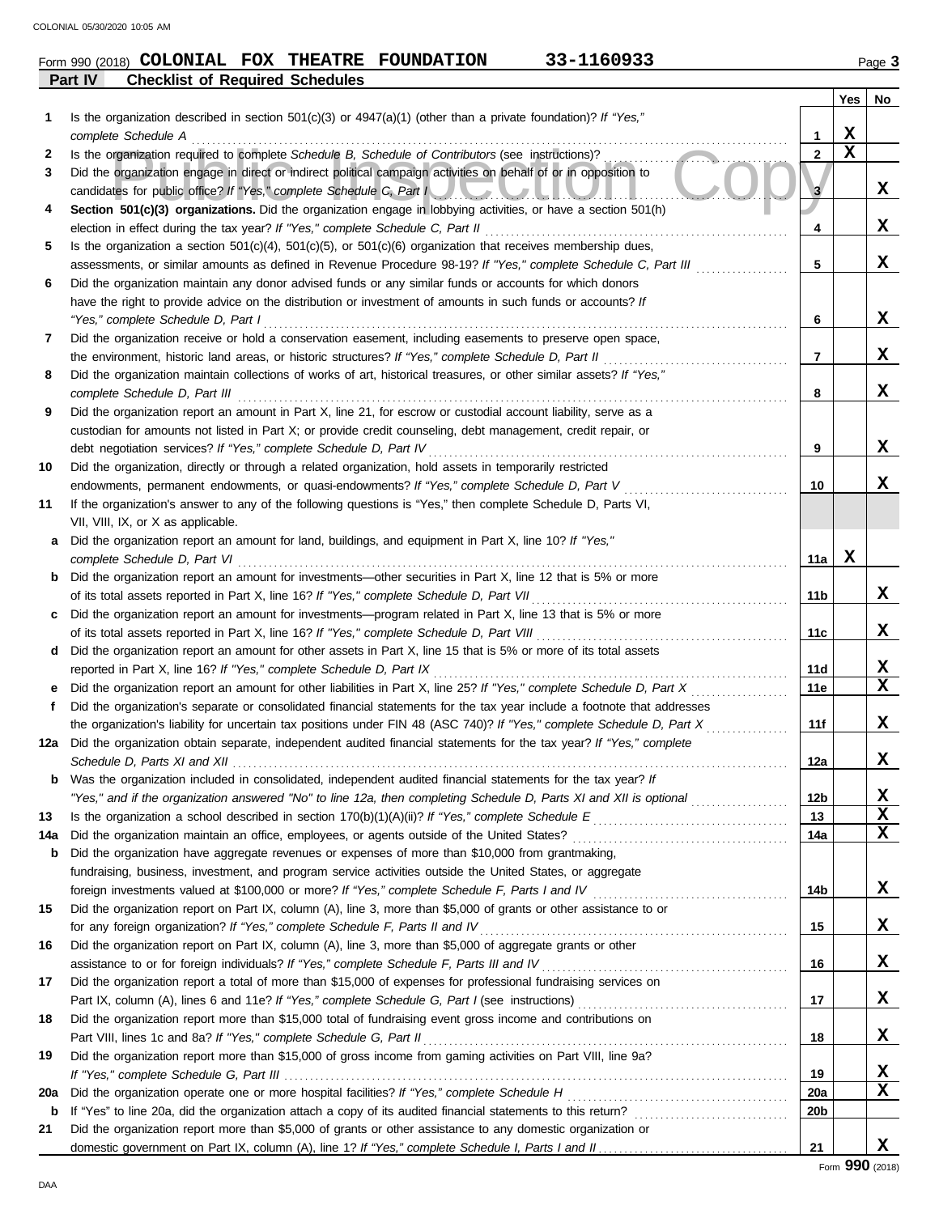Form 990 (2018) **COLONIAL FOX THEATRE FOUNDATION** **33-1160933** Page 3

**Part IV Checklist of Required Schedules**

| | | | Yes | No |
|---|---|---|---|---|
| **1** | Is the organization described in section 501(c)(3) or 4947(a)(1) (other than a private foundation)? *If "Yes," complete Schedule A* | 1 | X | |
| **2** | Is the organization required to complete *Schedule B, Schedule of Contributors* (see instructions)? | 2 | X | |
| **3** | Did the organization engage in direct or indirect political campaign activities on behalf of or in opposition to candidates for public office? *If "Yes," complete Schedule C, Part I* | 3 | | X |
| **4** | **Section 501(c)(3) organizations.** Did the organization engage in lobbying activities, or have a section 501(h) election in effect during the tax year? *If "Yes," complete Schedule C, Part II* | 4 | | X |
| **5** | Is the organization a section 501(c)(4), 501(c)(5), or 501(c)(6) organization that receives membership dues, assessments, or similar amounts as defined in Revenue Procedure 98-19? *If "Yes," complete Schedule C, Part III* | 5 | | X |
| **6** | Did the organization maintain any donor advised funds or any similar funds or accounts for which donors have the right to provide advice on the distribution or investment of amounts in such funds or accounts? *If "Yes," complete Schedule D, Part I* | 6 | | X |
| **7** | Did the organization receive or hold a conservation easement, including easements to preserve open space, the environment, historic land areas, or historic structures? *If "Yes," complete Schedule D, Part II* | 7 | | X |
| **8** | Did the organization maintain collections of works of art, historical treasures, or other similar assets? *If "Yes," complete Schedule D, Part III* | 8 | | X |
| **9** | Did the organization report an amount in Part X, line 21, for escrow or custodial account liability, serve as a custodian for amounts not listed in Part X; or provide credit counseling, debt management, credit repair, or debt negotiation services? *If "Yes," complete Schedule D, Part IV* | 9 | | X |
| **10** | Did the organization, directly or through a related organization, hold assets in temporarily restricted endowments, permanent endowments, or quasi-endowments? *If "Yes," complete Schedule D, Part V* | 10 | | X |
| **11** | If the organization's answer to any of the following questions is "Yes," then complete Schedule D, Parts VI, VII, VIII, IX, or X as applicable. | | | |
| **a** | Did the organization report an amount for land, buildings, and equipment in Part X, line 10? *If "Yes," complete Schedule D, Part VI* | 11a | X | |
| **b** | Did the organization report an amount for investments—other securities in Part X, line 12 that is 5% or more of its total assets reported in Part X, line 16? *If "Yes," complete Schedule D, Part VII* | 11b | | X |
| **c** | Did the organization report an amount for investments—program related in Part X, line 13 that is 5% or more of its total assets reported in Part X, line 16? *If "Yes," complete Schedule D, Part VIII* | 11c | | X |
| **d** | Did the organization report an amount for other assets in Part X, line 15 that is 5% or more of its total assets reported in Part X, line 16? *If "Yes," complete Schedule D, Part IX* | 11d | | X |
| **e** | Did the organization report an amount for other liabilities in Part X, line 25? *If "Yes," complete Schedule D, Part X* | 11e | | X |
| **f** | Did the organization's separate or consolidated financial statements for the tax year include a footnote that addresses the organization's liability for uncertain tax positions under FIN 48 (ASC 740)? *If "Yes," complete Schedule D, Part X* | 11f | | X |
| **12a** | Did the organization obtain separate, independent audited financial statements for the tax year? *If "Yes," complete Schedule D, Parts XI and XII* | 12a | | X |
| **b** | Was the organization included in consolidated, independent audited financial statements for the tax year? *If "Yes," and if the organization answered "No" to line 12a, then completing Schedule D, Parts XI and XII is optional* | 12b | | X |
| **13** | Is the organization a school described in section 170(b)(1)(A)(ii)? *If "Yes," complete Schedule E* | 13 | | X |
| **14a** | Did the organization maintain an office, employees, or agents outside of the United States? | 14a | | X |
| **b** | Did the organization have aggregate revenues or expenses of more than $10,000 from grantmaking, fundraising, business, investment, and program service activities outside the United States, or aggregate foreign investments valued at $100,000 or more? *If "Yes," complete Schedule F, Parts I and IV* | 14b | | X |
| **15** | Did the organization report on Part IX, column (A), line 3, more than $5,000 of grants or other assistance to or for any foreign organization? *If "Yes," complete Schedule F, Parts II and IV* | 15 | | X |
| **16** | Did the organization report on Part IX, column (A), line 3, more than $5,000 of aggregate grants or other assistance to or for foreign individuals? *If "Yes," complete Schedule F, Parts III and IV* | 16 | | X |
| **17** | Did the organization report a total of more than $15,000 of expenses for professional fundraising services on Part IX, column (A), lines 6 and 11e? *If "Yes," complete Schedule G, Part I* (see instructions) | 17 | | X |
| **18** | Did the organization report more than $15,000 total of fundraising event gross income and contributions on Part VIII, lines 1c and 8a? *If "Yes," complete Schedule G, Part II* | 18 | | X |
| **19** | Did the organization report more than $15,000 of gross income from gaming activities on Part VIII, line 9a? *If "Yes," complete Schedule G, Part III* | 19 | | X |
| **20a** | Did the organization operate one or more hospital facilities? *If "Yes," complete Schedule H* | 20a | | X |
| **b** | If "Yes" to line 20a, did the organization attach a copy of its audited financial statements to this return? | 20b | | |
| **21** | Did the organization report more than $5,000 of grants or other assistance to any domestic organization or domestic government on Part IX, column (A), line 1? *If "Yes," complete Schedule I, Parts I and II* | 21 | | X |

Form **990** (2018)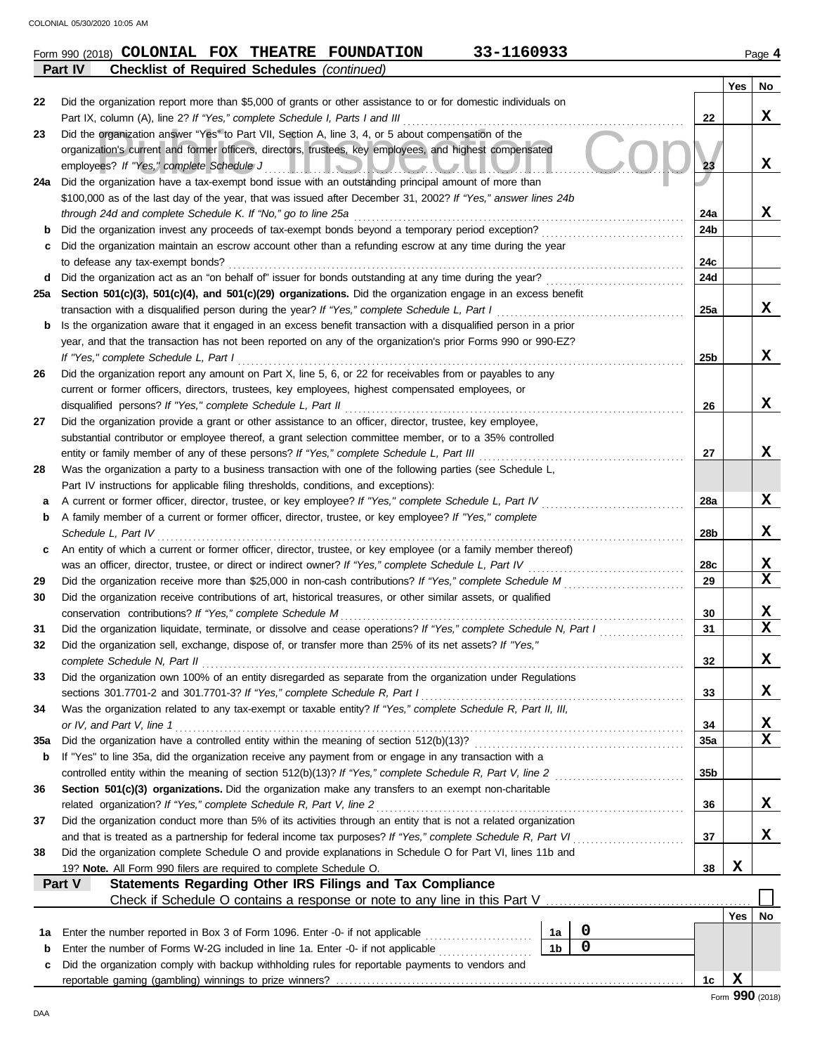Form 990 (2018) **COLONIAL FOX THEATRE FOUNDATION 33-1160933** Page **4**

**Part IV Checklist of Required Schedules** *(continued)*

| | | | Yes | No |
|---|---|---|---|---|
| 22 | Did the organization report more than $5,000 of grants or other assistance to or for domestic individuals on Part IX, column (A), line 2? *If "Yes," complete Schedule I, Parts I and III* | 22 | | X |
| 23 | Did the organization answer "Yes" to Part VII, Section A, line 3, 4, or 5 about compensation of the organization's current and former officers, directors, trustees, key employees, and highest compensated employees? *If "Yes," complete Schedule J* | 23 | | X |
| 24a | Did the organization have a tax-exempt bond issue with an outstanding principal amount of more than $100,000 as of the last day of the year, that was issued after December 31, 2002? *If "Yes," answer lines 24b through 24d and complete Schedule K. If "No," go to line 25a* | 24a | | X |
| b | Did the organization invest any proceeds of tax-exempt bonds beyond a temporary period exception? | 24b | | |
| c | Did the organization maintain an escrow account other than a refunding escrow at any time during the year to defease any tax-exempt bonds? | 24c | | |
| d | Did the organization act as an "on behalf of" issuer for bonds outstanding at any time during the year? | 24d | | |
| 25a | **Section 501(c)(3), 501(c)(4), and 501(c)(29) organizations.** Did the organization engage in an excess benefit transaction with a disqualified person during the year? *If "Yes," complete Schedule L, Part I* | 25a | | X |
| b | Is the organization aware that it engaged in an excess benefit transaction with a disqualified person in a prior year, and that the transaction has not been reported on any of the organization's prior Forms 990 or 990-EZ? *If "Yes," complete Schedule L, Part I* | 25b | | X |
| 26 | Did the organization report any amount on Part X, line 5, 6, or 22 for receivables from or payables to any current or former officers, directors, trustees, key employees, highest compensated employees, or disqualified persons? *If "Yes," complete Schedule L, Part II* | 26 | | X |
| 27 | Did the organization provide a grant or other assistance to an officer, director, trustee, key employee, substantial contributor or employee thereof, a grant selection committee member, or to a 35% controlled entity or family member of any of these persons? *If "Yes," complete Schedule L, Part III* | 27 | | X |
| 28 | Was the organization a party to a business transaction with one of the following parties (see Schedule L, Part IV instructions for applicable filing thresholds, conditions, and exceptions): | | | |
| a | A current or former officer, director, trustee, or key employee? *If "Yes," complete Schedule L, Part IV* | 28a | | X |
| b | A family member of a current or former officer, director, trustee, or key employee? *If "Yes," complete Schedule L, Part IV* | 28b | | X |
| c | An entity of which a current or former officer, director, trustee, or key employee (or a family member thereof) was an officer, director, trustee, or direct or indirect owner? *If "Yes," complete Schedule L, Part IV* | 28c | | X |
| 29 | Did the organization receive more than $25,000 in non-cash contributions? *If "Yes," complete Schedule M* | 29 | | X |
| 30 | Did the organization receive contributions of art, historical treasures, or other similar assets, or qualified conservation contributions? *If "Yes," complete Schedule M* | 30 | | X |
| 31 | Did the organization liquidate, terminate, or dissolve and cease operations? *If "Yes," complete Schedule N, Part I* | 31 | | X |
| 32 | Did the organization sell, exchange, dispose of, or transfer more than 25% of its net assets? *If "Yes," complete Schedule N, Part II* | 32 | | X |
| 33 | Did the organization own 100% of an entity disregarded as separate from the organization under Regulations sections 301.7701-2 and 301.7701-3? *If "Yes," complete Schedule R, Part I* | 33 | | X |
| 34 | Was the organization related to any tax-exempt or taxable entity? *If "Yes," complete Schedule R, Part II, III, or IV, and Part V, line 1* | 34 | | X |
| 35a | Did the organization have a controlled entity within the meaning of section 512(b)(13)? | 35a | | X |
| b | If "Yes" to line 35a, did the organization receive any payment from or engage in any transaction with a controlled entity within the meaning of section 512(b)(13)? *If "Yes," complete Schedule R, Part V, line 2* | 35b | | |
| 36 | **Section 501(c)(3) organizations.** Did the organization make any transfers to an exempt non-charitable related organization? *If "Yes," complete Schedule R, Part V, line 2* | 36 | | X |
| 37 | Did the organization conduct more than 5% of its activities through an entity that is not a related organization and that is treated as a partnership for federal income tax purposes? *If "Yes," complete Schedule R, Part VI* | 37 | | X |
| 38 | Did the organization complete Schedule O and provide explanations in Schedule O for Part VI, lines 11b and 19? **Note.** All Form 990 filers are required to complete Schedule O. | 38 | X | |

**Part V Statements Regarding Other IRS Filings and Tax Compliance**

Check if Schedule O contains a response or note to any line in this Part V ☐

| | | | | | Yes | No |
|---|---|---|---|---|---|---|
| 1a | Enter the number reported in Box 3 of Form 1096. Enter -0- if not applicable | 1a | 0 | | | |
| b | Enter the number of Forms W-2G included in line 1a. Enter -0- if not applicable | 1b | 0 | | | |
| c | Did the organization comply with backup withholding rules for reportable payments to vendors and reportable gaming (gambling) winnings to prize winners? | | | 1c | X | |

Form **990** (2018)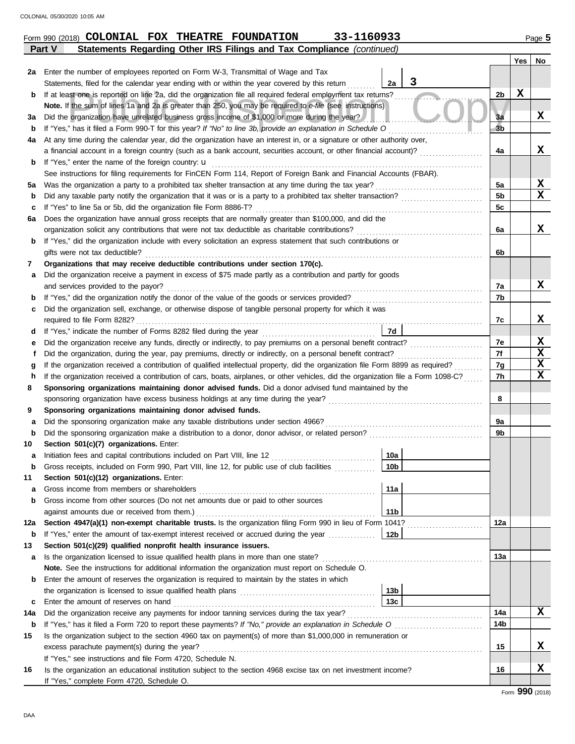Form 990 (2018) **COLONIAL FOX THEATRE FOUNDATION** **33-1160933** Page **5**

## Part V Statements Regarding Other IRS Filings and Tax Compliance *(continued)*

| | | | | Yes | No |
|---|---|---|---|---|---|
| **2a** | Enter the number of employees reported on Form W-3, Transmittal of Wage and Tax Statements, filed for the calendar year ending with or within the year covered by this return | 2a | 3 | | |
| **b** | If at least one is reported on line 2a, did the organization file all required federal employment tax returns? | | 2b | X | |
| | **Note.** If the sum of lines 1a and 2a is greater than 250, you may be required to *e-file* (see instructions) | | | | |
| **3a** | Did the organization have unrelated business gross income of $1,000 or more during the year? | | 3a | | X |
| **b** | If "Yes," has it filed a Form 990-T for this year? *If "No" to line 3b, provide an explanation in Schedule O* | | 3b | | |
| **4a** | At any time during the calendar year, did the organization have an interest in, or a signature or other authority over, a financial account in a foreign country (such as a bank account, securities account, or other financial account)? | | 4a | | X |
| **b** | If "Yes," enter the name of the foreign country: u | | | | |
| | See instructions for filing requirements for FinCEN Form 114, Report of Foreign Bank and Financial Accounts (FBAR). | | | | |
| **5a** | Was the organization a party to a prohibited tax shelter transaction at any time during the tax year? | | 5a | | X |
| **b** | Did any taxable party notify the organization that it was or is a party to a prohibited tax shelter transaction? | | 5b | | X |
| **c** | If "Yes" to line 5a or 5b, did the organization file Form 8886-T? | | 5c | | |
| **6a** | Does the organization have annual gross receipts that are normally greater than $100,000, and did the organization solicit any contributions that were not tax deductible as charitable contributions? | | 6a | | X |
| **b** | If "Yes," did the organization include with every solicitation an express statement that such contributions or gifts were not tax deductible? | | 6b | | |
| **7** | **Organizations that may receive deductible contributions under section 170(c).** | | | | |
| **a** | Did the organization receive a payment in excess of $75 made partly as a contribution and partly for goods and services provided to the payor? | | 7a | | X |
| **b** | If "Yes," did the organization notify the donor of the value of the goods or services provided? | | 7b | | |
| **c** | Did the organization sell, exchange, or otherwise dispose of tangible personal property for which it was required to file Form 8282? | | 7c | | X |
| **d** | If "Yes," indicate the number of Forms 8282 filed during the year | 7d | | | |
| **e** | Did the organization receive any funds, directly or indirectly, to pay premiums on a personal benefit contract? | | 7e | | X |
| **f** | Did the organization, during the year, pay premiums, directly or indirectly, on a personal benefit contract? | | 7f | | X |
| **g** | If the organization received a contribution of qualified intellectual property, did the organization file Form 8899 as required? | | 7g | | X |
| **h** | If the organization received a contribution of cars, boats, airplanes, or other vehicles, did the organization file a Form 1098-C? | | 7h | | X |
| **8** | **Sponsoring organizations maintaining donor advised funds.** Did a donor advised fund maintained by the sponsoring organization have excess business holdings at any time during the year? | | 8 | | |
| **9** | **Sponsoring organizations maintaining donor advised funds.** | | | | |
| **a** | Did the sponsoring organization make any taxable distributions under section 4966? | | 9a | | |
| **b** | Did the sponsoring organization make a distribution to a donor, donor advisor, or related person? | | 9b | | |
| **10** | **Section 501(c)(7) organizations.** Enter: | | | | |
| **a** | Initiation fees and capital contributions included on Part VIII, line 12 | 10a | | | |
| **b** | Gross receipts, included on Form 990, Part VIII, line 12, for public use of club facilities | 10b | | | |
| **11** | **Section 501(c)(12) organizations.** Enter: | | | | |
| **a** | Gross income from members or shareholders | 11a | | | |
| **b** | Gross income from other sources (Do not net amounts due or paid to other sources against amounts due or received from them.) | 11b | | | |
| **12a** | **Section 4947(a)(1) non-exempt charitable trusts.** Is the organization filing Form 990 in lieu of Form 1041? | | 12a | | |
| **b** | If "Yes," enter the amount of tax-exempt interest received or accrued during the year | 12b | | | |
| **13** | **Section 501(c)(29) qualified nonprofit health insurance issuers.** | | | | |
| **a** | Is the organization licensed to issue qualified health plans in more than one state? | | 13a | | |
| | **Note.** See the instructions for additional information the organization must report on Schedule O. | | | | |
| **b** | Enter the amount of reserves the organization is required to maintain by the states in which the organization is licensed to issue qualified health plans | 13b | | | |
| **c** | Enter the amount of reserves on hand | 13c | | | |
| **14a** | Did the organization receive any payments for indoor tanning services during the tax year? | | 14a | | X |
| **b** | If "Yes," has it filed a Form 720 to report these payments? *If "No," provide an explanation in Schedule O* | | 14b | | |
| **15** | Is the organization subject to the section 4960 tax on payment(s) of more than $1,000,000 in remuneration or excess parachute payment(s) during the year? | | 15 | | X |
| | If "Yes," see instructions and file Form 4720, Schedule N. | | | | |
| **16** | Is the organization an educational institution subject to the section 4968 excise tax on net investment income? | | 16 | | X |
| | If "Yes," complete Form 4720, Schedule O. | | | | |

Form **990** (2018)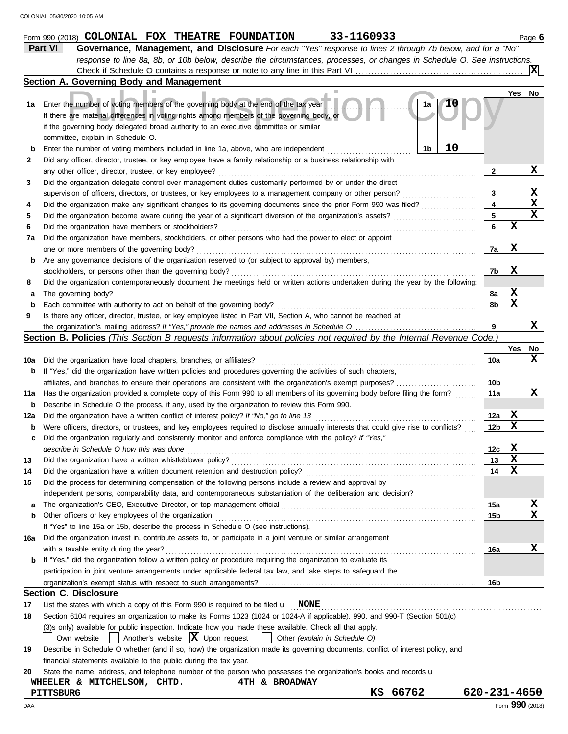Form 990 (2018) **COLONIAL FOX THEATRE FOUNDATION** **33-1160933**

## Part VI Governance, Management, and Disclosure

*For each "Yes" response to lines 2 through 7b below, and for a "No" response to line 8a, 8b, or 10b below, describe the circumstances, processes, or changes in Schedule O. See instructions.*

Check if Schedule O contains a response or note to any line in this Part VI . . . . . **X**

### Section A. Governing Body and Management

| | | | Yes | No |
|---|---|---|---|---|
| **1a** | Enter the number of voting members of the governing body at the end of the tax year . . . **1a** **10**<br>If there are material differences in voting rights among members of the governing body, or if the governing body delegated broad authority to an executive committee or similar committee, explain in Schedule O. | | | |
| **b** | Enter the number of voting members included in line 1a, above, who are independent . . . **1b** **10** | | | |
| **2** | Did any officer, director, trustee, or key employee have a family relationship or a business relationship with any other officer, director, trustee, or key employee? | **2** | | **X** |
| **3** | Did the organization delegate control over management duties customarily performed by or under the direct supervision of officers, directors, or trustees, or key employees to a management company or other person? | **3** | | **X** |
| **4** | Did the organization make any significant changes to its governing documents since the prior Form 990 was filed? | **4** | | **X** |
| **5** | Did the organization become aware during the year of a significant diversion of the organization's assets? | **5** | | **X** |
| **6** | Did the organization have members or stockholders? | **6** | **X** | |
| **7a** | Did the organization have members, stockholders, or other persons who had the power to elect or appoint one or more members of the governing body? | **7a** | **X** | |
| **b** | Are any governance decisions of the organization reserved to (or subject to approval by) members, stockholders, or persons other than the governing body? | **7b** | **X** | |
| **8** | Did the organization contemporaneously document the meetings held or written actions undertaken during the year by the following: | | | |
| **a** | The governing body? | **8a** | **X** | |
| **b** | Each committee with authority to act on behalf of the governing body? | **8b** | **X** | |
| **9** | Is there any officer, director, trustee, or key employee listed in Part VII, Section A, who cannot be reached at the organization's mailing address? *If "Yes," provide the names and addresses in Schedule O* | **9** | | **X** |

### Section B. Policies *(This Section B requests information about policies not required by the Internal Revenue Code.)*

| | | | Yes | No |
|---|---|---|---|---|
| **10a** | Did the organization have local chapters, branches, or affiliates? | **10a** | | **X** |
| **b** | If "Yes," did the organization have written policies and procedures governing the activities of such chapters, affiliates, and branches to ensure their operations are consistent with the organization's exempt purposes? | **10b** | | |
| **11a** | Has the organization provided a complete copy of this Form 990 to all members of its governing body before filing the form? | **11a** | | **X** |
| **b** | Describe in Schedule O the process, if any, used by the organization to review this Form 990. | | | |
| **12a** | Did the organization have a written conflict of interest policy? *If "No," go to line 13* | **12a** | **X** | |
| **b** | Were officers, directors, or trustees, and key employees required to disclose annually interests that could give rise to conflicts? | **12b** | **X** | |
| **c** | Did the organization regularly and consistently monitor and enforce compliance with the policy? *If "Yes," describe in Schedule O how this was done* | **12c** | **X** | |
| **13** | Did the organization have a written whistleblower policy? | **13** | **X** | |
| **14** | Did the organization have a written document retention and destruction policy? | **14** | **X** | |
| **15** | Did the process for determining compensation of the following persons include a review and approval by independent persons, comparability data, and contemporaneous substantiation of the deliberation and decision? | | | |
| **a** | The organization's CEO, Executive Director, or top management official | **15a** | | **X** |
| **b** | Other officers or key employees of the organization | **15b** | | **X** |
| | If "Yes" to line 15a or 15b, describe the process in Schedule O (see instructions). | | | |
| **16a** | Did the organization invest in, contribute assets to, or participate in a joint venture or similar arrangement with a taxable entity during the year? | **16a** | | **X** |
| **b** | If "Yes," did the organization follow a written policy or procedure requiring the organization to evaluate its participation in joint venture arrangements under applicable federal tax law, and take steps to safeguard the organization's exempt status with respect to such arrangements? | **16b** | | |

### Section C. Disclosure

**17** List the states with which a copy of this Form 990 is required to be filed u **NONE**

**18** Section 6104 requires an organization to make its Forms 1023 (1024 or 1024-A if applicable), 990, and 990-T (Section 501(c)(3)s only) available for public inspection. Indicate how you made these available. Check all that apply.

☐ Own website ☐ Another's website ☒ Upon request ☐ Other *(explain in Schedule O)*

**19** Describe in Schedule O whether (and if so, how) the organization made its governing documents, conflict of interest policy, and financial statements available to the public during the tax year.

**20** State the name, address, and telephone number of the person who possesses the organization's books and records u

**WHEELER & MITCHELSON, CHTD.** **4TH & BROADWAY**
**PITTSBURG** **KS 66762** **620-231-4650**

Form **990** (2018)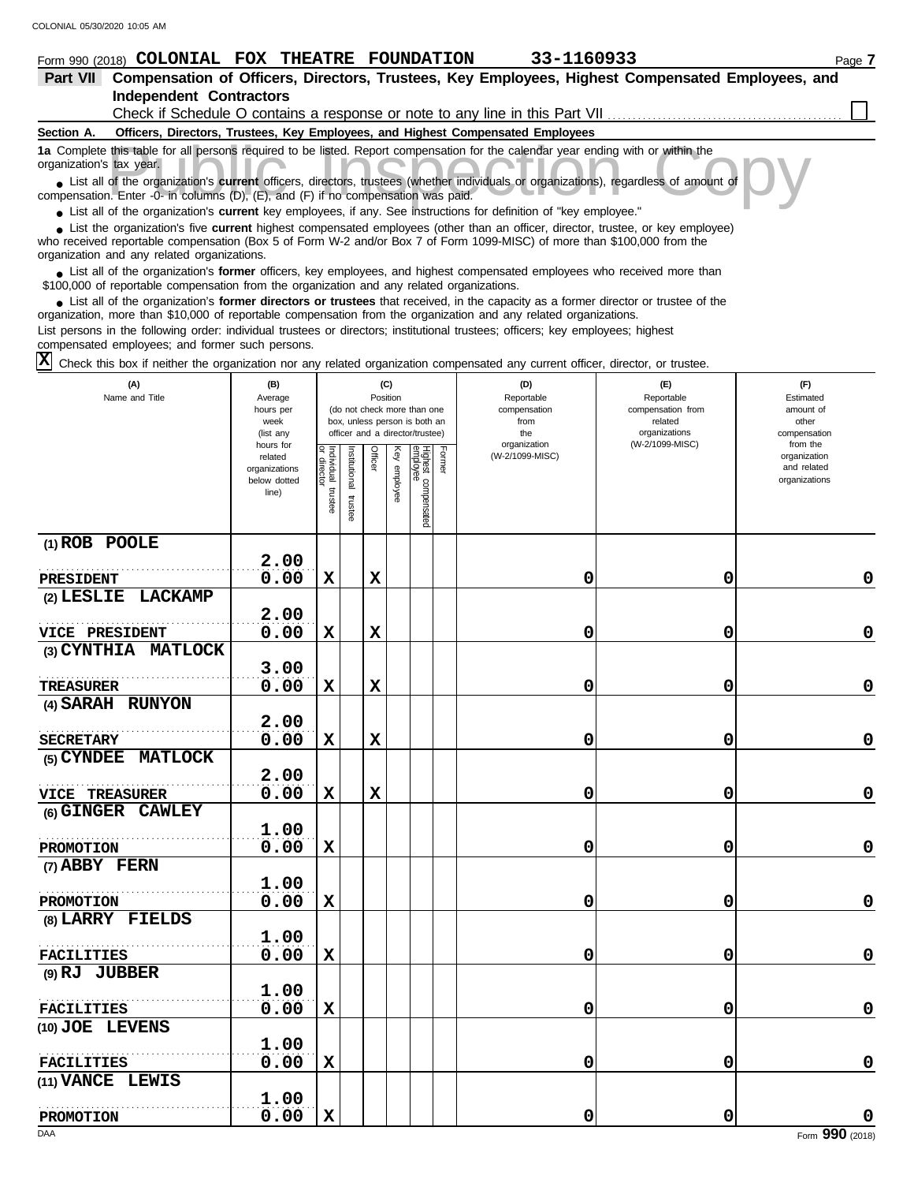Form 990 (2018) **COLONIAL FOX THEATRE FOUNDATION** **33-1160933** Page **7**

## Part VII Compensation of Officers, Directors, Trustees, Key Employees, Highest Compensated Employees, and Independent Contractors

Check if Schedule O contains a response or note to any line in this Part VII ☐

### Section A. Officers, Directors, Trustees, Key Employees, and Highest Compensated Employees

**1a** Complete this table for all persons required to be listed. Report compensation for the calendar year ending with or within the organization's tax year.

- List all of the organization's **current** officers, directors, trustees (whether individuals or organizations), regardless of amount of compensation. Enter -0- in columns (D), (E), and (F) if no compensation was paid.
- List all of the organization's **current** key employees, if any. See instructions for definition of "key employee."
- List the organization's five **current** highest compensated employees (other than an officer, director, trustee, or key employee) who received reportable compensation (Box 5 of Form W-2 and/or Box 7 of Form 1099-MISC) of more than $100,000 from the organization and any related organizations.
- List all of the organization's **former** officers, key employees, and highest compensated employees who received more than $100,000 of reportable compensation from the organization and any related organizations.
- List all of the organization's **former directors or trustees** that received, in the capacity as a former director or trustee of the organization, more than $10,000 of reportable compensation from the organization and any related organizations.

List persons in the following order: individual trustees or directors; institutional trustees; officers; key employees; highest compensated employees; and former such persons.

☒ Check this box if neither the organization nor any related organization compensated any current officer, director, or trustee.

| (A) Name and Title | (B) Average hours per week (list any hours for related organizations below dotted line) | (C) Position: Individual trustee or director | Institutional trustee | Officer | Key employee | Highest compensated employee | Former | (D) Reportable compensation from the organization (W-2/1099-MISC) | (E) Reportable compensation from related organizations (W-2/1099-MISC) | (F) Estimated amount of other compensation from the organization and related organizations |
|---|---|---|---|---|---|---|---|---|---|---|
| (1) ROB POOLE<br>PRESIDENT | 2.00<br>0.00 | X | | X | | | | 0 | 0 | 0 |
| (2) LESLIE LACKAMP<br>VICE PRESIDENT | 2.00<br>0.00 | X | | X | | | | 0 | 0 | 0 |
| (3) CYNTHIA MATLOCK<br>TREASURER | 3.00<br>0.00 | X | | X | | | | 0 | 0 | 0 |
| (4) SARAH RUNYON<br>SECRETARY | 2.00<br>0.00 | X | | X | | | | 0 | 0 | 0 |
| (5) CYNDEE MATLOCK<br>VICE TREASURER | 2.00<br>0.00 | X | | X | | | | 0 | 0 | 0 |
| (6) GINGER CAWLEY<br>PROMOTION | 1.00<br>0.00 | X | | | | | | 0 | 0 | 0 |
| (7) ABBY FERN<br>PROMOTION | 1.00<br>0.00 | X | | | | | | 0 | 0 | 0 |
| (8) LARRY FIELDS<br>FACILITIES | 1.00<br>0.00 | X | | | | | | 0 | 0 | 0 |
| (9) RJ JUBBER<br>FACILITIES | 1.00<br>0.00 | X | | | | | | 0 | 0 | 0 |
| (10) JOE LEVENS<br>FACILITIES | 1.00<br>0.00 | X | | | | | | 0 | 0 | 0 |
| (11) VANCE LEWIS<br>PROMOTION | 1.00<br>0.00 | X | | | | | | 0 | 0 | 0 |

Form **990** (2018)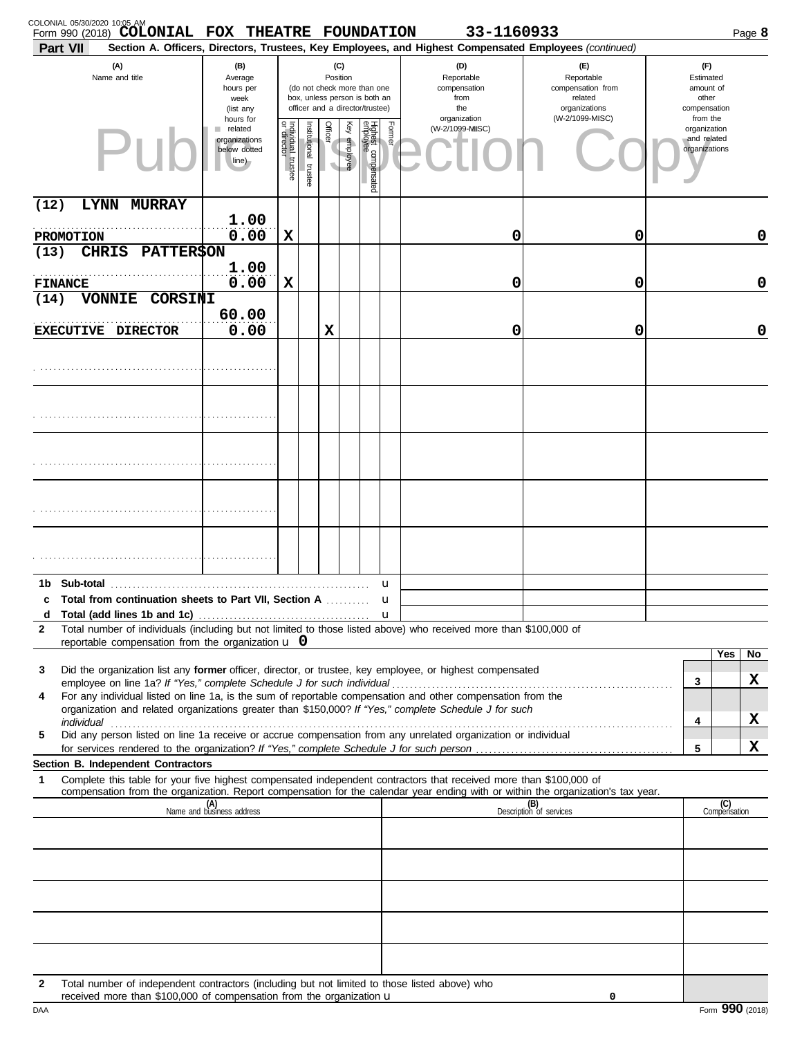COLONIAL 05/30/2020 10:05 AM

Form 990 (2018) **COLONIAL FOX THEATRE FOUNDATION** **33-1160933**

**Part VII** **Section A. Officers, Directors, Trustees, Key Employees, and Highest Compensated Employees** *(continued)*

| (A) Name and title | (B) Average hours per week (list any hours for related organizations below dotted line) | (C) Position: Individual trustee or director | Institutional trustee | Officer | Key employee | Highest compensated employee | Former | (D) Reportable compensation from the organization (W-2/1099-MISC) | (E) Reportable compensation from related organizations (W-2/1099-MISC) | (F) Estimated amount of other compensation from the organization and related organizations |
|---|---|---|---|---|---|---|---|---|---|---|
| (12) **LYNN MURRAY** / **PROMOTION** | **1.00** / **0.00** | **X** | | | | | | **0** | **0** | **0** |
| (13) **CHRIS PATTERSON** / **FINANCE** | **1.00** / **0.00** | **X** | | | | | | **0** | **0** | **0** |
| (14) **VONNIE CORSINI** / **EXECUTIVE DIRECTOR** | **60.00** / **0.00** | | | **X** | | | | **0** | **0** | **0** |
| | | | | | | | | | | |
| | | | | | | | | | | |
| | | | | | | | | | | |
| | | | | | | | | | | |
| | | | | | | | | | | |

**1b Sub-total** u

**c Total from continuation sheets to Part VII, Section A** u

**d Total (add lines 1b and 1c)** u

**2** Total number of individuals (including but not limited to those listed above) who received more than $100,000 of reportable compensation from the organization u **0**

| | | Yes | No |
|---|---|---|---|
| **3** Did the organization list any **former** officer, director, or trustee, key employee, or highest compensated employee on line 1a? *If "Yes," complete Schedule J for such individual* | 3 | | **X** |
| **4** For any individual listed on line 1a, is the sum of reportable compensation and other compensation from the organization and related organizations greater than $150,000? *If "Yes," complete Schedule J for such individual* | 4 | | **X** |
| **5** Did any person listed on line 1a receive or accrue compensation from any unrelated organization or individual for services rendered to the organization? *If "Yes," complete Schedule J for such person* | 5 | | **X** |

**Section B. Independent Contractors**

**1** Complete this table for your five highest compensated independent contractors that received more than $100,000 of compensation from the organization. Report compensation for the calendar year ending with or within the organization's tax year.

| (A) Name and business address | (B) Description of services | (C) Compensation |
|---|---|---|
| | | |
| | | |
| | | |
| | | |
| | | |

**2** Total number of independent contractors (including but not limited to those listed above) who received more than $100,000 of compensation from the organization u **0**

DAA Form **990** (2018)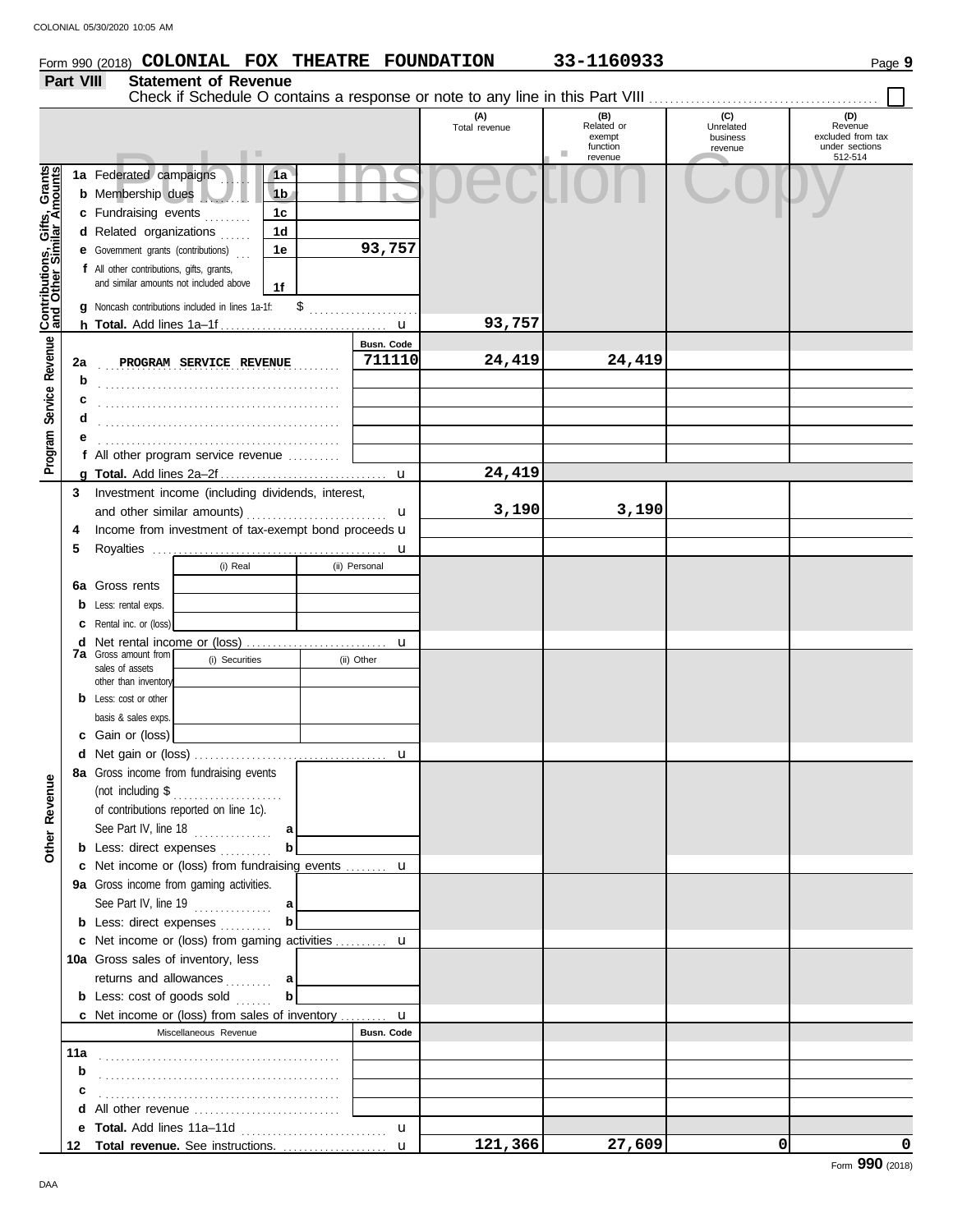Form 990 (2018) **COLONIAL FOX THEATRE FOUNDATION** **33-1160933**

## Part VIII Statement of Revenue

Check if Schedule O contains a response or note to any line in this Part VIII ☐

| | | | | (A) Total revenue | (B) Related or exempt function revenue | (C) Unrelated business revenue | (D) Revenue excluded from tax under sections 512-514 |
|---|---|---|---|---|---|---|---|
| **Contributions, Gifts, Grants and Other Similar Amounts** | 1a Federated campaigns | 1a | | | | | |
| | b Membership dues | 1b | | | | | |
| | c Fundraising events | 1c | | | | | |
| | d Related organizations | 1d | | | | | |
| | e Government grants (contributions) | 1e | 93,757 | | | | |
| | f All other contributions, gifts, grants, and similar amounts not included above | 1f | | | | | |
| | g Noncash contributions included in lines 1a-1f: $ | | | | | | |
| | h **Total.** Add lines 1a–1f | | u | 93,757 | | | |
| **Program Service Revenue** | | | Busn. Code | | | | |
| | 2a PROGRAM SERVICE REVENUE | | 711110 | 24,419 | 24,419 | | |
| | b | | | | | | |
| | c | | | | | | |
| | d | | | | | | |
| | e | | | | | | |
| | f All other program service revenue | | | | | | |
| | g **Total.** Add lines 2a–2f | | u | 24,419 | | | |
| **Other Revenue** | 3 Investment income (including dividends, interest, and other similar amounts) | | u | 3,190 | 3,190 | | |
| | 4 Income from investment of tax-exempt bond proceeds | | u | | | | |
| | 5 Royalties | | u | | | | |
| | | (i) Real | (ii) Personal | | | | |
| | 6a Gross rents | | | | | | |
| | b Less: rental exps. | | | | | | |
| | c Rental inc. or (loss) | | | | | | |
| | d Net rental income or (loss) | | u | | | | |
| | | (i) Securities | (ii) Other | | | | |
| | 7a Gross amount from sales of assets other than inventory | | | | | | |
| | b Less: cost or other basis & sales exps. | | | | | | |
| | c Gain or (loss) | | | | | | |
| | d Net gain or (loss) | | u | | | | |
| | 8a Gross income from fundraising events (not including $ of contributions reported on line 1c). See Part IV, line 18 | a | | | | | |
| | b Less: direct expenses | b | | | | | |
| | c Net income or (loss) from fundraising events | | u | | | | |
| | 9a Gross income from gaming activities. See Part IV, line 19 | a | | | | | |
| | b Less: direct expenses | b | | | | | |
| | c Net income or (loss) from gaming activities | | u | | | | |
| | 10a Gross sales of inventory, less returns and allowances | a | | | | | |
| | b Less: cost of goods sold | b | | | | | |
| | c Net income or (loss) from sales of inventory | | u | | | | |
| | Miscellaneous Revenue | | Busn. Code | | | | |
| | 11a | | | | | | |
| | b | | | | | | |
| | c | | | | | | |
| | d All other revenue | | | | | | |
| | e **Total.** Add lines 11a–11d | | u | | | | |
| | 12 **Total revenue.** See instructions. | | u | 121,366 | 27,609 | 0 | 0 |

Form **990** (2018)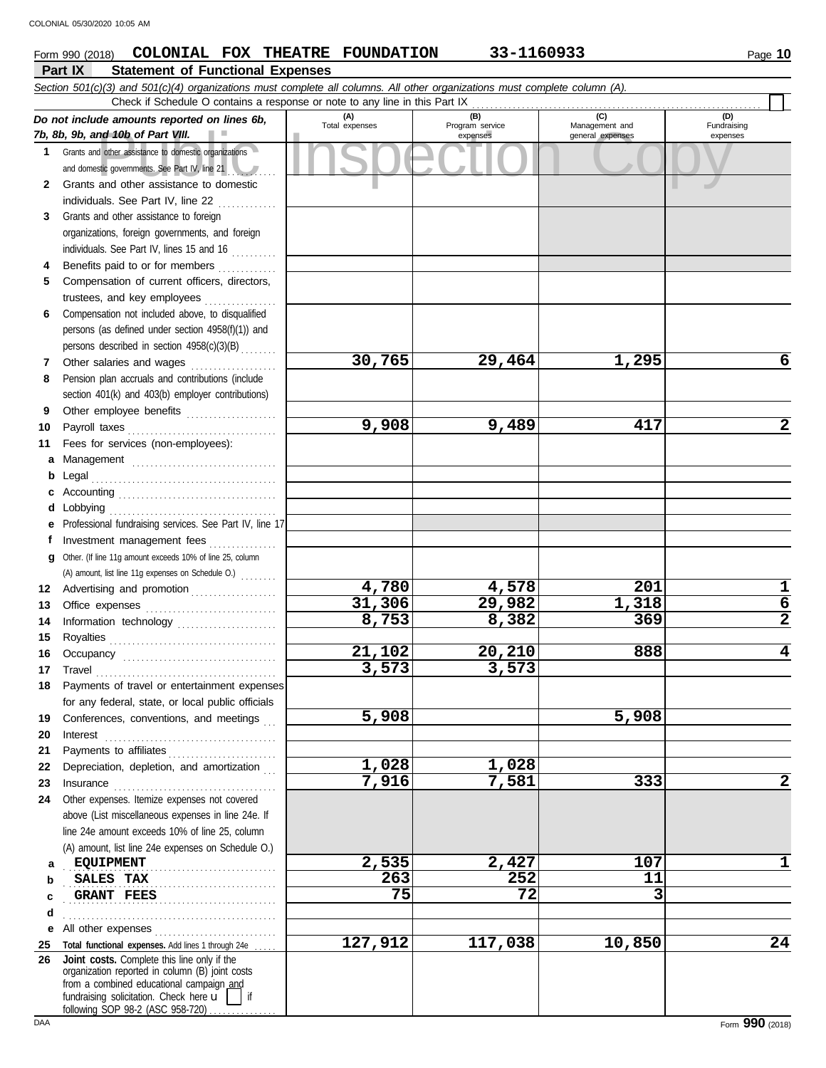Form 990 (2018) **COLONIAL FOX THEATRE FOUNDATION** **33-1160933** Page **10**

## Part IX Statement of Functional Expenses

*Section 501(c)(3) and 501(c)(4) organizations must complete all columns. All other organizations must complete column (A).*

Check if Schedule O contains a response or note to any line in this Part IX . . . . . . ☐

| *Do not include amounts reported on lines 6b, 7b, 8b, 9b, and 10b of Part VIII.* | (A) Total expenses | (B) Program service expenses | (C) Management and general expenses | (D) Fundraising expenses |
|---|---|---|---|---|
| **1** Grants and other assistance to domestic organizations and domestic governments. See Part IV, line 21 | | | | |
| **2** Grants and other assistance to domestic individuals. See Part IV, line 22 | | | | |
| **3** Grants and other assistance to foreign organizations, foreign governments, and foreign individuals. See Part IV, lines 15 and 16 | | | | |
| **4** Benefits paid to or for members | | | | |
| **5** Compensation of current officers, directors, trustees, and key employees | | | | |
| **6** Compensation not included above, to disqualified persons (as defined under section 4958(f)(1)) and persons described in section 4958(c)(3)(B) | | | | |
| **7** Other salaries and wages | 30,765 | 29,464 | 1,295 | 6 |
| **8** Pension plan accruals and contributions (include section 401(k) and 403(b) employer contributions) | | | | |
| **9** Other employee benefits | | | | |
| **10** Payroll taxes | 9,908 | 9,489 | 417 | 2 |
| **11** Fees for services (non-employees): | | | | |
| **a** Management | | | | |
| **b** Legal | | | | |
| **c** Accounting | | | | |
| **d** Lobbying | | | | |
| **e** Professional fundraising services. See Part IV, line 17 | | | | |
| **f** Investment management fees | | | | |
| **g** Other. (If line 11g amount exceeds 10% of line 25, column (A) amount, list line 11g expenses on Schedule O.) | | | | |
| **12** Advertising and promotion | 4,780 | 4,578 | 201 | 1 |
| **13** Office expenses | 31,306 | 29,982 | 1,318 | 6 |
| **14** Information technology | 8,753 | 8,382 | 369 | 2 |
| **15** Royalties | | | | |
| **16** Occupancy | 21,102 | 20,210 | 888 | 4 |
| **17** Travel | 3,573 | 3,573 | | |
| **18** Payments of travel or entertainment expenses for any federal, state, or local public officials | | | | |
| **19** Conferences, conventions, and meetings | 5,908 | | 5,908 | |
| **20** Interest | | | | |
| **21** Payments to affiliates | | | | |
| **22** Depreciation, depletion, and amortization | 1,028 | 1,028 | | |
| **23** Insurance | 7,916 | 7,581 | 333 | 2 |
| **24** Other expenses. Itemize expenses not covered above (List miscellaneous expenses in line 24e. If line 24e amount exceeds 10% of line 25, column (A) amount, list line 24e expenses on Schedule O.) | | | | |
| **a** EQUIPMENT | 2,535 | 2,427 | 107 | 1 |
| **b** SALES TAX | 263 | 252 | 11 | |
| **c** GRANT FEES | 75 | 72 | 3 | |
| **d** | | | | |
| **e** All other expenses | | | | |
| **25 Total functional expenses.** Add lines 1 through 24e | 127,912 | 117,038 | 10,850 | 24 |
| **26 Joint costs.** Complete this line only if the organization reported in column (B) joint costs from a combined educational campaign and fundraising solicitation. Check here ☐ if following SOP 98-2 (ASC 958-720) | | | | |

Form **990** (2018)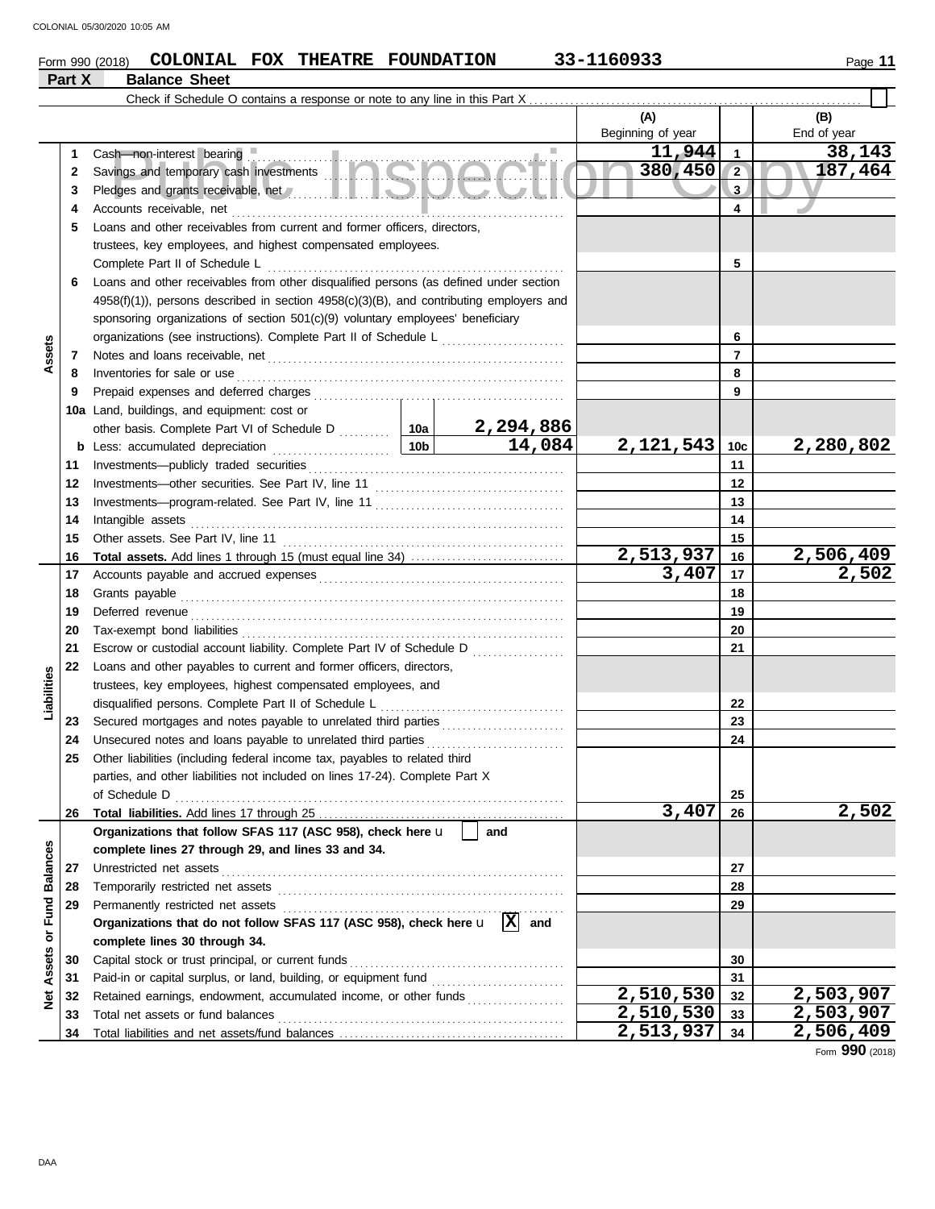Form 990 (2018) **COLONIAL FOX THEATRE FOUNDATION** **33-1160933** Page **11**

## Part X Balance Sheet

Check if Schedule O contains a response or note to any line in this Part X ☐

| | | | | (A) Beginning of year | | (B) End of year |
|---|---|---|---|---|---|---|
| **Assets** | 1 | Cash—non-interest bearing | | 11,944 | 1 | 38,143 |
| | 2 | Savings and temporary cash investments | | 380,450 | 2 | 187,464 |
| | 3 | Pledges and grants receivable, net | | | 3 | |
| | 4 | Accounts receivable, net | | | 4 | |
| | 5 | Loans and other receivables from current and former officers, directors, trustees, key employees, and highest compensated employees. Complete Part II of Schedule L | | | 5 | |
| | 6 | Loans and other receivables from other disqualified persons (as defined under section 4958(f)(1)), persons described in section 4958(c)(3)(B), and contributing employers and sponsoring organizations of section 501(c)(9) voluntary employees' beneficiary organizations (see instructions). Complete Part II of Schedule L | | | 6 | |
| | 7 | Notes and loans receivable, net | | | 7 | |
| | 8 | Inventories for sale or use | | | 8 | |
| | 9 | Prepaid expenses and deferred charges | | | 9 | |
| | 10a | Land, buildings, and equipment: cost or other basis. Complete Part VI of Schedule D | 10a 2,294,886 | | | |
| | b | Less: accumulated depreciation | 10b 14,084 | 2,121,543 | 10c | 2,280,802 |
| | 11 | Investments—publicly traded securities | | | 11 | |
| | 12 | Investments—other securities. See Part IV, line 11 | | | 12 | |
| | 13 | Investments—program-related. See Part IV, line 11 | | | 13 | |
| | 14 | Intangible assets | | | 14 | |
| | 15 | Other assets. See Part IV, line 11 | | | 15 | |
| | 16 | **Total assets.** Add lines 1 through 15 (must equal line 34) | | 2,513,937 | 16 | 2,506,409 |
| **Liabilities** | 17 | Accounts payable and accrued expenses | | 3,407 | 17 | 2,502 |
| | 18 | Grants payable | | | 18 | |
| | 19 | Deferred revenue | | | 19 | |
| | 20 | Tax-exempt bond liabilities | | | 20 | |
| | 21 | Escrow or custodial account liability. Complete Part IV of Schedule D | | | 21 | |
| | 22 | Loans and other payables to current and former officers, directors, trustees, key employees, highest compensated employees, and disqualified persons. Complete Part II of Schedule L | | | 22 | |
| | 23 | Secured mortgages and notes payable to unrelated third parties | | | 23 | |
| | 24 | Unsecured notes and loans payable to unrelated third parties | | | 24 | |
| | 25 | Other liabilities (including federal income tax, payables to related third parties, and other liabilities not included on lines 17-24). Complete Part X of Schedule D | | | 25 | |
| | 26 | **Total liabilities.** Add lines 17 through 25 | | 3,407 | 26 | 2,502 |
| **Net Assets or Fund Balances** | | **Organizations that follow SFAS 117 (ASC 958), check here** ☐ **and complete lines 27 through 29, and lines 33 and 34.** | | | | |
| | 27 | Unrestricted net assets | | | 27 | |
| | 28 | Temporarily restricted net assets | | | 28 | |
| | 29 | Permanently restricted net assets | | | 29 | |
| | | **Organizations that do not follow SFAS 117 (ASC 958), check here** ☒ **and complete lines 30 through 34.** | | | | |
| | 30 | Capital stock or trust principal, or current funds | | | 30 | |
| | 31 | Paid-in or capital surplus, or land, building, or equipment fund | | | 31 | |
| | 32 | Retained earnings, endowment, accumulated income, or other funds | | 2,510,530 | 32 | 2,503,907 |
| | 33 | Total net assets or fund balances | | 2,510,530 | 33 | 2,503,907 |
| | 34 | Total liabilities and net assets/fund balances | | 2,513,937 | 34 | 2,506,409 |

Form **990** (2018)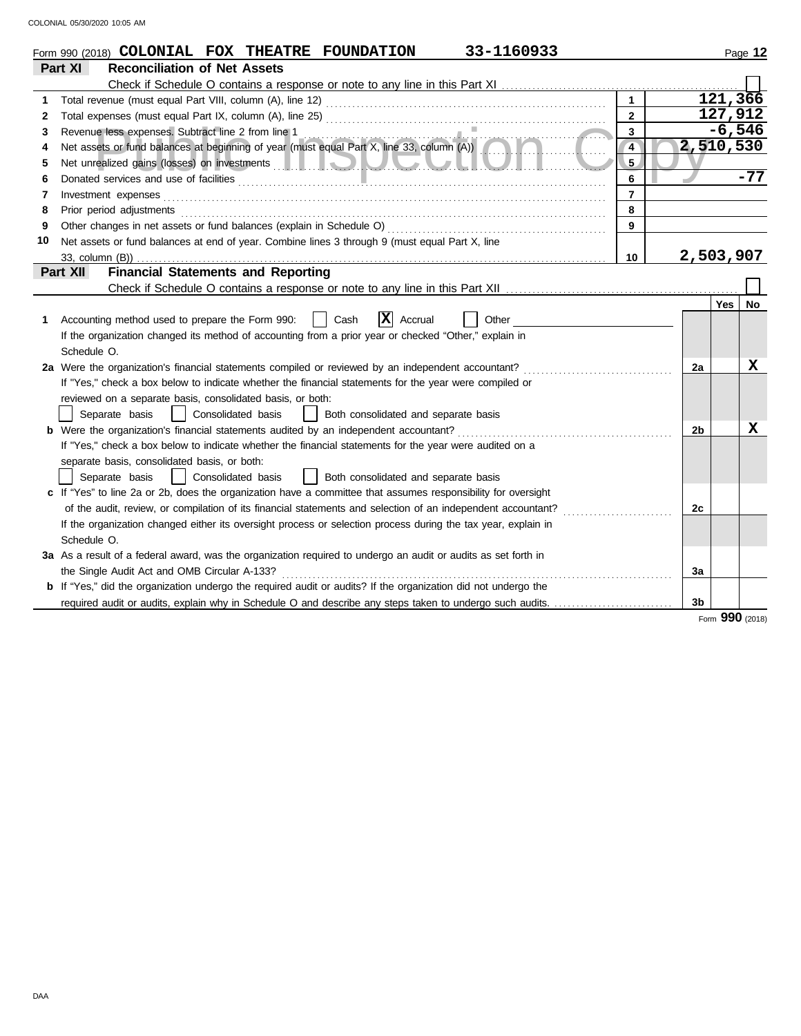Form 990 (2018) **COLONIAL FOX THEATRE FOUNDATION** **33-1160933** Page **12**

## Part XI Reconciliation of Net Assets

Check if Schedule O contains a response or note to any line in this Part XI ☐

| | | | |
|---|---|---|---|
| 1 | Total revenue (must equal Part VIII, column (A), line 12) | 1 | 121,366 |
| 2 | Total expenses (must equal Part IX, column (A), line 25) | 2 | 127,912 |
| 3 | Revenue less expenses. Subtract line 2 from line 1 | 3 | -6,546 |
| 4 | Net assets or fund balances at beginning of year (must equal Part X, line 33, column (A)) | 4 | 2,510,530 |
| 5 | Net unrealized gains (losses) on investments | 5 | |
| 6 | Donated services and use of facilities | 6 | -77 |
| 7 | Investment expenses | 7 | |
| 8 | Prior period adjustments | 8 | |
| 9 | Other changes in net assets or fund balances (explain in Schedule O) | 9 | |
| 10 | Net assets or fund balances at end of year. Combine lines 3 through 9 (must equal Part X, line 33, column (B)) | 10 | 2,503,907 |

## Part XII Financial Statements and Reporting

Check if Schedule O contains a response or note to any line in this Part XII ☐

| | | | Yes | No |
|---|---|---|---|---|
| 1 | Accounting method used to prepare the Form 990: ☐ Cash ☒ Accrual ☐ Other<br>If the organization changed its method of accounting from a prior year or checked "Other," explain in Schedule O. | | | |
| 2a | Were the organization's financial statements compiled or reviewed by an independent accountant?<br>If "Yes," check a box below to indicate whether the financial statements for the year were compiled or reviewed on a separate basis, consolidated basis, or both:<br>☐ Separate basis ☐ Consolidated basis ☐ Both consolidated and separate basis | 2a | | X |
| b | Were the organization's financial statements audited by an independent accountant?<br>If "Yes," check a box below to indicate whether the financial statements for the year were audited on a separate basis, consolidated basis, or both:<br>☐ Separate basis ☐ Consolidated basis ☐ Both consolidated and separate basis | 2b | | X |
| c | If "Yes" to line 2a or 2b, does the organization have a committee that assumes responsibility for oversight of the audit, review, or compilation of its financial statements and selection of an independent accountant?<br>If the organization changed either its oversight process or selection process during the tax year, explain in Schedule O. | 2c | | |
| 3a | As a result of a federal award, was the organization required to undergo an audit or audits as set forth in the Single Audit Act and OMB Circular A-133? | 3a | | |
| b | If "Yes," did the organization undergo the required audit or audits? If the organization did not undergo the required audit or audits, explain why in Schedule O and describe any steps taken to undergo such audits. | 3b | | |

Form **990** (2018)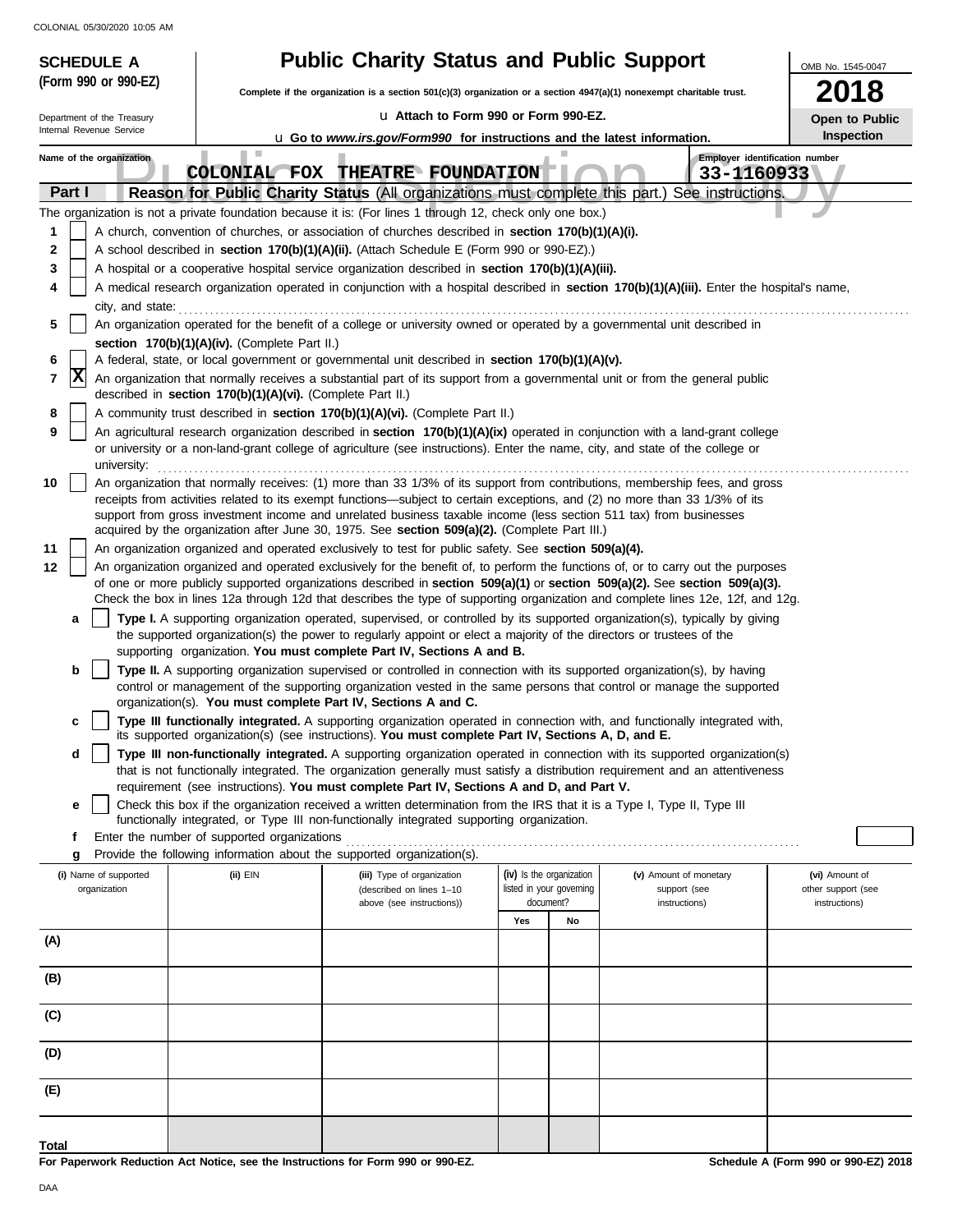COLONIAL 05/30/2020 10:05 AM

**SCHEDULE A**
**(Form 990 or 990-EZ)**

Department of the Treasury
Internal Revenue Service

# Public Charity Status and Public Support

**Complete if the organization is a section 501(c)(3) organization or a section 4947(a)(1) nonexempt charitable trust.**

u **Attach to Form 990 or Form 990-EZ.**

u **Go to *www.irs.gov/Form990* for instructions and the latest information.**

OMB No. 1545-0047

**2018**

**Open to Public Inspection**

Name of the organization: **COLONIAL FOX THEATRE FOUNDATION**

Employer identification number: **33-1160933**

## Part I Reason for Public Charity Status (All organizations must complete this part.) See instructions.

The organization is not a private foundation because it is: (For lines 1 through 12, check only one box.)

1. [ ] A church, convention of churches, or association of churches described in **section 170(b)(1)(A)(i).**
2. [ ] A school described in **section 170(b)(1)(A)(ii).** (Attach Schedule E (Form 990 or 990-EZ).)
3. [ ] A hospital or a cooperative hospital service organization described in **section 170(b)(1)(A)(iii).**
4. [ ] A medical research organization operated in conjunction with a hospital described in **section 170(b)(1)(A)(iii).** Enter the hospital's name, city, and state:
5. [ ] An organization operated for the benefit of a college or university owned or operated by a governmental unit described in **section 170(b)(1)(A)(iv).** (Complete Part II.)
6. [ ] A federal, state, or local government or governmental unit described in **section 170(b)(1)(A)(v).**
7. [X] An organization that normally receives a substantial part of its support from a governmental unit or from the general public described in **section 170(b)(1)(A)(vi).** (Complete Part II.)
8. [ ] A community trust described in **section 170(b)(1)(A)(vi).** (Complete Part II.)
9. [ ] An agricultural research organization described in **section 170(b)(1)(A)(ix)** operated in conjunction with a land-grant college or university or a non-land-grant college of agriculture (see instructions). Enter the name, city, and state of the college or university:
10. [ ] An organization that normally receives: (1) more than 33 1/3% of its support from contributions, membership fees, and gross receipts from activities related to its exempt functions—subject to certain exceptions, and (2) no more than 33 1/3% of its support from gross investment income and unrelated business taxable income (less section 511 tax) from businesses acquired by the organization after June 30, 1975. See **section 509(a)(2).** (Complete Part III.)
11. [ ] An organization organized and operated exclusively to test for public safety. See **section 509(a)(4).**
12. [ ] An organization organized and operated exclusively for the benefit of, to perform the functions of, or to carry out the purposes of one or more publicly supported organizations described in **section 509(a)(1)** or **section 509(a)(2).** See **section 509(a)(3).** Check the box in lines 12a through 12d that describes the type of supporting organization and complete lines 12e, 12f, and 12g.
   - **a** [ ] **Type I.** A supporting organization operated, supervised, or controlled by its supported organization(s), typically by giving the supported organization(s) the power to regularly appoint or elect a majority of the directors or trustees of the supporting organization. **You must complete Part IV, Sections A and B.**
   - **b** [ ] **Type II.** A supporting organization supervised or controlled in connection with its supported organization(s), by having control or management of the supporting organization vested in the same persons that control or manage the supported organization(s). **You must complete Part IV, Sections A and C.**
   - **c** [ ] **Type III functionally integrated.** A supporting organization operated in connection with, and functionally integrated with, its supported organization(s) (see instructions). **You must complete Part IV, Sections A, D, and E.**
   - **d** [ ] **Type III non-functionally integrated.** A supporting organization operated in connection with its supported organization(s) that is not functionally integrated. The organization generally must satisfy a distribution requirement and an attentiveness requirement (see instructions). **You must complete Part IV, Sections A and D, and Part V.**
   - **e** [ ] Check this box if the organization received a written determination from the IRS that it is a Type I, Type II, Type III functionally integrated, or Type III non-functionally integrated supporting organization.
   - **f** Enter the number of supported organizations
   - **g** Provide the following information about the supported organization(s).

| (i) Name of supported organization | (ii) EIN | (iii) Type of organization (described on lines 1–10 above (see instructions)) | (iv) Is the organization listed in your governing document? Yes | No | (v) Amount of monetary support (see instructions) | (vi) Amount of other support (see instructions) |
|---|---|---|---|---|---|---|
| (A) | | | | | | |
| (B) | | | | | | |
| (C) | | | | | | |
| (D) | | | | | | |
| (E) | | | | | | |
| **Total** | | | | | | |

**For Paperwork Reduction Act Notice, see the Instructions for Form 990 or 990-EZ.**

**Schedule A (Form 990 or 990-EZ) 2018**

DAA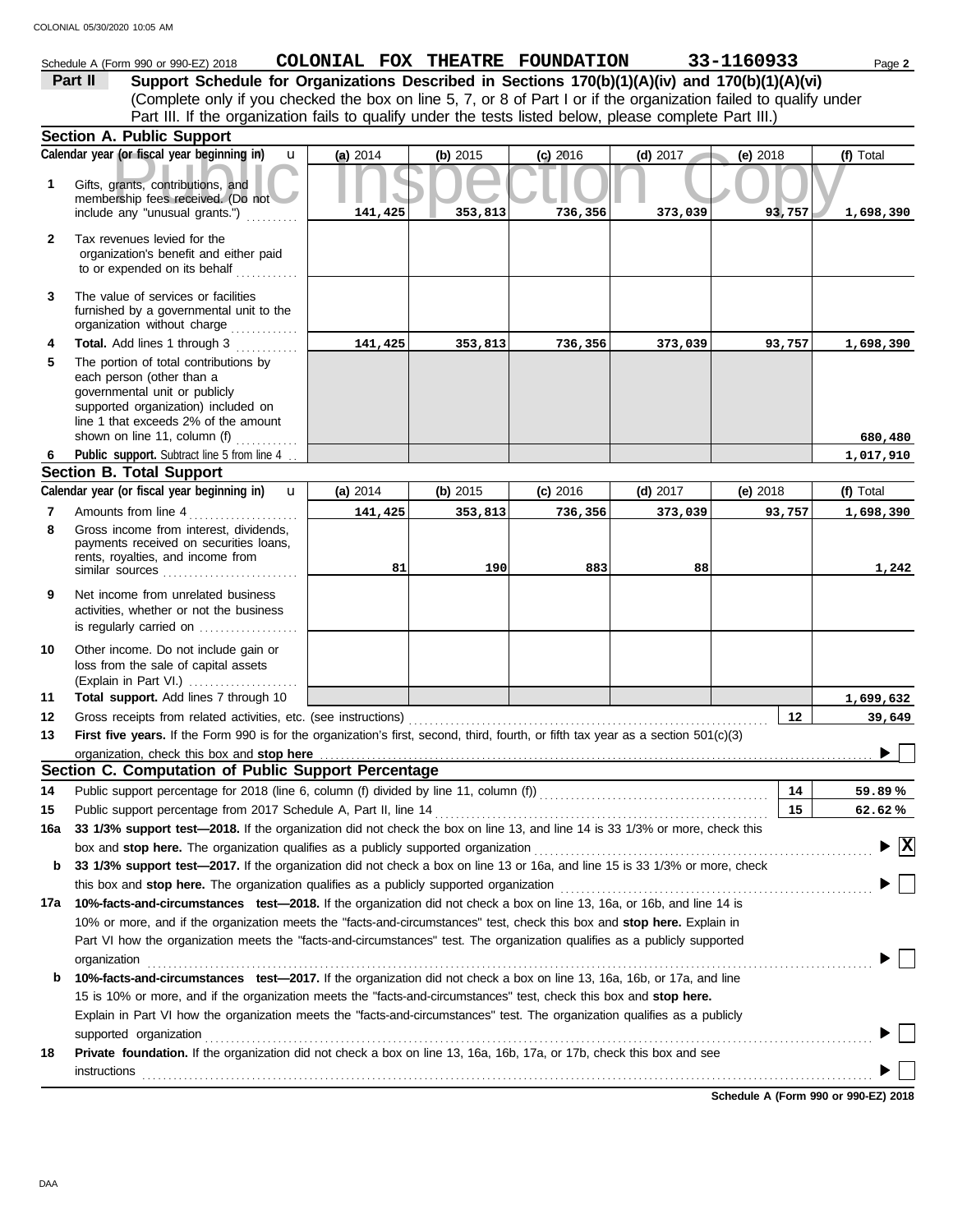Schedule A (Form 990 or 990-EZ) 2018 **COLONIAL FOX THEATRE FOUNDATION** **33-1160933**

**Part II** **Support Schedule for Organizations Described in Sections 170(b)(1)(A)(iv) and 170(b)(1)(A)(vi)**

(Complete only if you checked the box on line 5, 7, or 8 of Part I or if the organization failed to qualify under Part III. If the organization fails to qualify under the tests listed below, please complete Part III.)

**Section A. Public Support**

| Calendar year (or fiscal year beginning in) | (a) 2014 | (b) 2015 | (c) 2016 | (d) 2017 | (e) 2018 | (f) Total |
|---|---|---|---|---|---|---|
| 1 Gifts, grants, contributions, and membership fees received. (Do not include any "unusual grants.") | 141,425 | 353,813 | 736,356 | 373,039 | 93,757 | 1,698,390 |
| 2 Tax revenues levied for the organization's benefit and either paid to or expended on its behalf | | | | | | |
| 3 The value of services or facilities furnished by a governmental unit to the organization without charge | | | | | | |
| 4 **Total.** Add lines 1 through 3 | 141,425 | 353,813 | 736,356 | 373,039 | 93,757 | 1,698,390 |
| 5 The portion of total contributions by each person (other than a governmental unit or publicly supported organization) included on line 1 that exceeds 2% of the amount shown on line 11, column (f) | | | | | | 680,480 |
| 6 **Public support.** Subtract line 5 from line 4 | | | | | | 1,017,910 |

**Section B. Total Support**

| Calendar year (or fiscal year beginning in) | (a) 2014 | (b) 2015 | (c) 2016 | (d) 2017 | (e) 2018 | (f) Total |
|---|---|---|---|---|---|---|
| 7 Amounts from line 4 | 141,425 | 353,813 | 736,356 | 373,039 | 93,757 | 1,698,390 |
| 8 Gross income from interest, dividends, payments received on securities loans, rents, royalties, and income from similar sources | 81 | 190 | 883 | 88 | | 1,242 |
| 9 Net income from unrelated business activities, whether or not the business is regularly carried on | | | | | | |
| 10 Other income. Do not include gain or loss from the sale of capital assets (Explain in Part VI.) | | | | | | |
| 11 **Total support.** Add lines 7 through 10 | | | | | | 1,699,632 |

12 Gross receipts from related activities, etc. (see instructions) — **12** — 39,649

13 **First five years.** If the Form 990 is for the organization's first, second, third, fourth, or fifth tax year as a section 501(c)(3) organization, check this box and **stop here** ☐

**Section C. Computation of Public Support Percentage**

14 Public support percentage for 2018 (line 6, column (f) divided by line 11, column (f)) — **14** — 59.89 %

15 Public support percentage from 2017 Schedule A, Part II, line 14 — **15** — 62.62 %

16a **33 1/3% support test—2018.** If the organization did not check the box on line 13, and line 14 is 33 1/3% or more, check this box and **stop here.** The organization qualifies as a publicly supported organization ☒

b **33 1/3% support test—2017.** If the organization did not check a box on line 13 or 16a, and line 15 is 33 1/3% or more, check this box and **stop here.** The organization qualifies as a publicly supported organization ☐

17a **10%-facts-and-circumstances test—2018.** If the organization did not check a box on line 13, 16a, or 16b, and line 14 is 10% or more, and if the organization meets the "facts-and-circumstances" test, check this box and **stop here.** Explain in Part VI how the organization meets the "facts-and-circumstances" test. The organization qualifies as a publicly supported organization ☐

b **10%-facts-and-circumstances test—2017.** If the organization did not check a box on line 13, 16a, 16b, or 17a, and line 15 is 10% or more, and if the organization meets the "facts-and-circumstances" test, check this box and **stop here.** Explain in Part VI how the organization meets the "facts-and-circumstances" test. The organization qualifies as a publicly supported organization ☐

18 **Private foundation.** If the organization did not check a box on line 13, 16a, 16b, 17a, or 17b, check this box and see instructions ☐

**Schedule A (Form 990 or 990-EZ) 2018**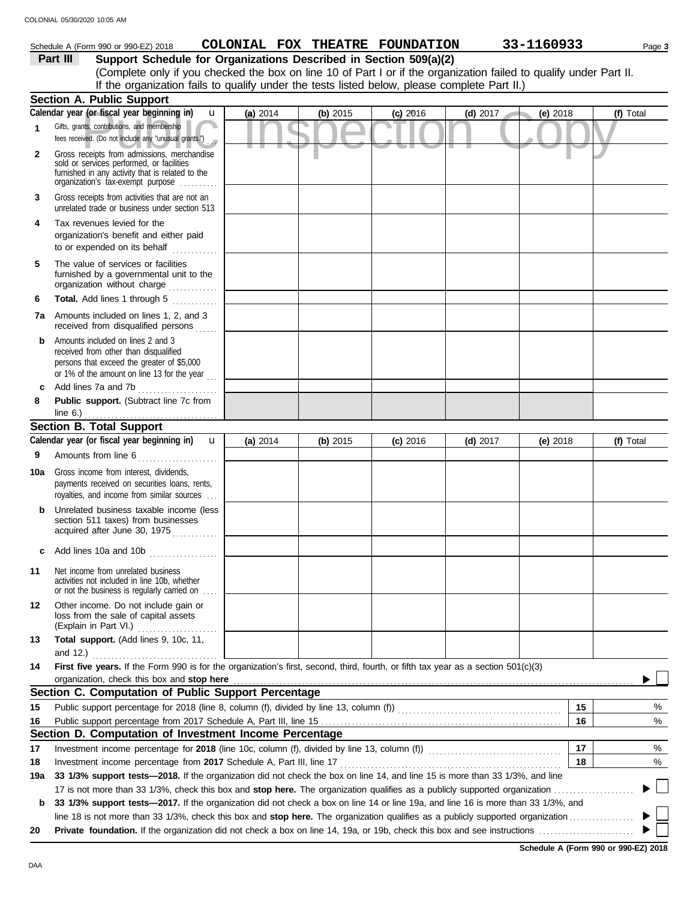Schedule A (Form 990 or 990-EZ) 2018 **COLONIAL FOX THEATRE FOUNDATION** **33-1160933**

**Part III** **Support Schedule for Organizations Described in Section 509(a)(2)**

(Complete only if you checked the box on line 10 of Part I or if the organization failed to qualify under Part II. If the organization fails to qualify under the tests listed below, please complete Part II.)

## Section A. Public Support

| Calendar year (or fiscal year beginning in) | (a) 2014 | (b) 2015 | (c) 2016 | (d) 2017 | (e) 2018 | (f) Total |
|---|---|---|---|---|---|---|
| **1** Gifts, grants, contributions, and membership fees received. (Do not include any "unusual grants.") | | | | | | |
| **2** Gross receipts from admissions, merchandise sold or services performed, or facilities furnished in any activity that is related to the organization's tax-exempt purpose | | | | | | |
| **3** Gross receipts from activities that are not an unrelated trade or business under section 513 | | | | | | |
| **4** Tax revenues levied for the organization's benefit and either paid to or expended on its behalf | | | | | | |
| **5** The value of services or facilities furnished by a governmental unit to the organization without charge | | | | | | |
| **6** **Total.** Add lines 1 through 5 | | | | | | |
| **7a** Amounts included on lines 1, 2, and 3 received from disqualified persons | | | | | | |
| **b** Amounts included on lines 2 and 3 received from other than disqualified persons that exceed the greater of $5,000 or 1% of the amount on line 13 for the year | | | | | | |
| **c** Add lines 7a and 7b | | | | | | |
| **8** **Public support.** (Subtract line 7c from line 6.) | | | | | | |

## Section B. Total Support

| Calendar year (or fiscal year beginning in) | (a) 2014 | (b) 2015 | (c) 2016 | (d) 2017 | (e) 2018 | (f) Total |
|---|---|---|---|---|---|---|
| **9** Amounts from line 6 | | | | | | |
| **10a** Gross income from interest, dividends, payments received on securities loans, rents, royalties, and income from similar sources | | | | | | |
| **b** Unrelated business taxable income (less section 511 taxes) from businesses acquired after June 30, 1975 | | | | | | |
| **c** Add lines 10a and 10b | | | | | | |
| **11** Net income from unrelated business activities not included in line 10b, whether or not the business is regularly carried on | | | | | | |
| **12** Other income. Do not include gain or loss from the sale of capital assets (Explain in Part VI.) | | | | | | |
| **13** **Total support.** (Add lines 9, 10c, 11, and 12.) | | | | | | |

**14** **First five years.** If the Form 990 is for the organization's first, second, third, fourth, or fifth tax year as a section 501(c)(3) organization, check this box and **stop here** ☐

## Section C. Computation of Public Support Percentage

| | | | |
|---|---|---|---|
| **15** | Public support percentage for 2018 (line 8, column (f), divided by line 13, column (f)) | **15** | % |
| **16** | Public support percentage from 2017 Schedule A, Part III, line 15 | **16** | % |

## Section D. Computation of Investment Income Percentage

| | | | |
|---|---|---|---|
| **17** | Investment income percentage for **2018** (line 10c, column (f), divided by line 13, column (f)) | **17** | % |
| **18** | Investment income percentage from **2017** Schedule A, Part III, line 17 | **18** | % |

**19a** **33 1/3% support tests—2018.** If the organization did not check the box on line 14, and line 15 is more than 33 1/3%, and line 17 is not more than 33 1/3%, check this box and **stop here.** The organization qualifies as a publicly supported organization ☐

**b** **33 1/3% support tests—2017.** If the organization did not check a box on line 14 or line 19a, and line 16 is more than 33 1/3%, and line 18 is not more than 33 1/3%, check this box and **stop here.** The organization qualifies as a publicly supported organization ☐

**20** **Private foundation.** If the organization did not check a box on line 14, 19a, or 19b, check this box and see instructions ☐

**Schedule A (Form 990 or 990-EZ) 2018**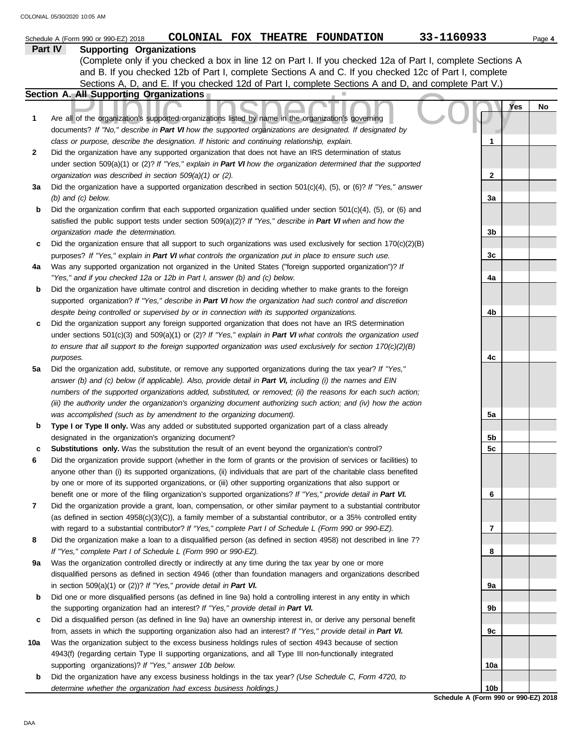Schedule A (Form 990 or 990-EZ) 2018 **COLONIAL FOX THEATRE FOUNDATION** 33-1160933

**Part IV** **Supporting Organizations**

(Complete only if you checked a box in line 12 on Part I. If you checked 12a of Part I, complete Sections A and B. If you checked 12b of Part I, complete Sections A and C. If you checked 12c of Part I, complete Sections A, D, and E. If you checked 12d of Part I, complete Sections A and D, and complete Part V.)

**Section A. All Supporting Organizations**

| | | | Yes | No |
|---|---|---|---|---|
| **1** | Are all of the organization's supported organizations listed by name in the organization's governing documents? *If "No," describe in **Part VI** how the supported organizations are designated. If designated by class or purpose, describe the designation. If historic and continuing relationship, explain.* | **1** | | |
| **2** | Did the organization have any supported organization that does not have an IRS determination of status under section 509(a)(1) or (2)? *If "Yes," explain in **Part VI** how the organization determined that the supported organization was described in section 509(a)(1) or (2).* | **2** | | |
| **3a** | Did the organization have a supported organization described in section 501(c)(4), (5), or (6)? *If "Yes," answer (b) and (c) below.* | **3a** | | |
| **b** | Did the organization confirm that each supported organization qualified under section 501(c)(4), (5), or (6) and satisfied the public support tests under section 509(a)(2)? *If "Yes," describe in **Part VI** when and how the organization made the determination.* | **3b** | | |
| **c** | Did the organization ensure that all support to such organizations was used exclusively for section 170(c)(2)(B) purposes? *If "Yes," explain in **Part VI** what controls the organization put in place to ensure such use.* | **3c** | | |
| **4a** | Was any supported organization not organized in the United States ("foreign supported organization")? *If "Yes," and if you checked 12a or 12b in Part I, answer (b) and (c) below.* | **4a** | | |
| **b** | Did the organization have ultimate control and discretion in deciding whether to make grants to the foreign supported organization? *If "Yes," describe in **Part VI** how the organization had such control and discretion despite being controlled or supervised by or in connection with its supported organizations.* | **4b** | | |
| **c** | Did the organization support any foreign supported organization that does not have an IRS determination under sections 501(c)(3) and 509(a)(1) or (2)? *If "Yes," explain in **Part VI** what controls the organization used to ensure that all support to the foreign supported organization was used exclusively for section 170(c)(2)(B) purposes.* | **4c** | | |
| **5a** | Did the organization add, substitute, or remove any supported organizations during the tax year? *If "Yes," answer (b) and (c) below (if applicable). Also, provide detail in **Part VI,** including (i) the names and EIN numbers of the supported organizations added, substituted, or removed; (ii) the reasons for each such action; (iii) the authority under the organization's organizing document authorizing such action; and (iv) how the action was accomplished (such as by amendment to the organizing document).* | **5a** | | |
| **b** | **Type I or Type II only.** Was any added or substituted supported organization part of a class already designated in the organization's organizing document? | **5b** | | |
| **c** | **Substitutions only.** Was the substitution the result of an event beyond the organization's control? | **5c** | | |
| **6** | Did the organization provide support (whether in the form of grants or the provision of services or facilities) to anyone other than (i) its supported organizations, (ii) individuals that are part of the charitable class benefited by one or more of its supported organizations, or (iii) other supporting organizations that also support or benefit one or more of the filing organization's supported organizations? *If "Yes," provide detail in **Part VI.*** | **6** | | |
| **7** | Did the organization provide a grant, loan, compensation, or other similar payment to a substantial contributor (as defined in section 4958(c)(3)(C)), a family member of a substantial contributor, or a 35% controlled entity with regard to a substantial contributor? *If "Yes," complete Part I of Schedule L (Form 990 or 990-EZ).* | **7** | | |
| **8** | Did the organization make a loan to a disqualified person (as defined in section 4958) not described in line 7? *If "Yes," complete Part I of Schedule L (Form 990 or 990-EZ).* | **8** | | |
| **9a** | Was the organization controlled directly or indirectly at any time during the tax year by one or more disqualified persons as defined in section 4946 (other than foundation managers and organizations described in section 509(a)(1) or (2))? *If "Yes," provide detail in **Part VI.*** | **9a** | | |
| **b** | Did one or more disqualified persons (as defined in line 9a) hold a controlling interest in any entity in which the supporting organization had an interest? *If "Yes," provide detail in **Part VI.*** | **9b** | | |
| **c** | Did a disqualified person (as defined in line 9a) have an ownership interest in, or derive any personal benefit from, assets in which the supporting organization also had an interest? *If "Yes," provide detail in **Part VI.*** | **9c** | | |
| **10a** | Was the organization subject to the excess business holdings rules of section 4943 because of section 4943(f) (regarding certain Type II supporting organizations, and all Type III non-functionally integrated supporting organizations)? *If "Yes," answer 10b below.* | **10a** | | |
| **b** | Did the organization have any excess business holdings in the tax year? *(Use Schedule C, Form 4720, to determine whether the organization had excess business holdings.)* | **10b** | | |

**Schedule A (Form 990 or 990-EZ) 2018**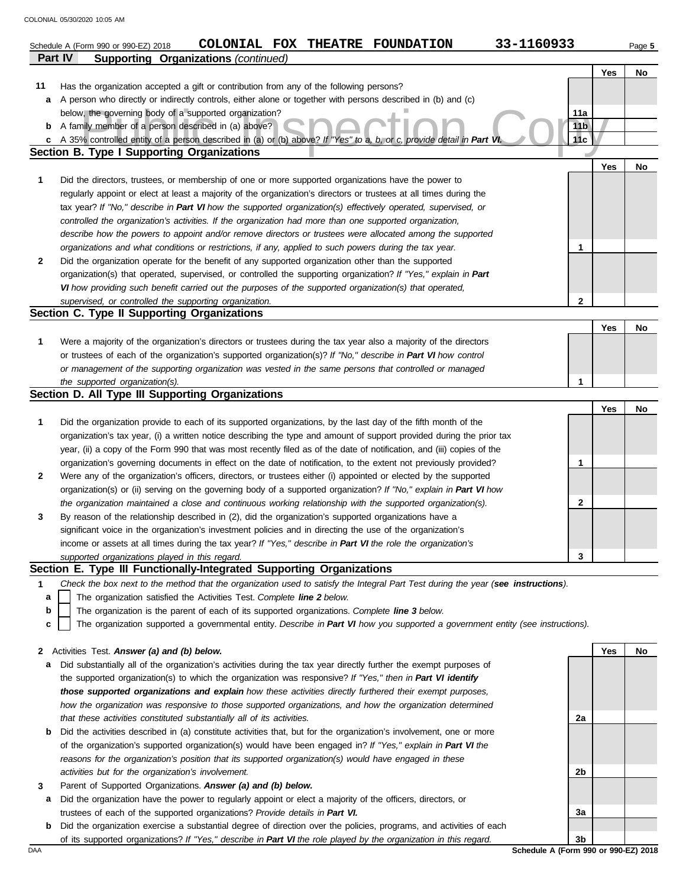Schedule A (Form 990 or 990-EZ) 2018 **COLONIAL FOX THEATRE FOUNDATION** **33-1160933**

**Part IV Supporting Organizations** *(continued)*

| | | | Yes | No |
|---|---|---|---|---|
| **11** | Has the organization accepted a gift or contribution from any of the following persons? | | | |
| **a** | A person who directly or indirectly controls, either alone or together with persons described in (b) and (c) below, the governing body of a supported organization? | **11a** | | |
| **b** | A family member of a person described in (a) above? | **11b** | | |
| **c** | A 35% controlled entity of a person described in (a) or (b) above? *If "Yes" to a, b, or c, provide detail in* ***Part VI.*** | **11c** | | |

**Section B. Type I Supporting Organizations**

| | | | Yes | No |
|---|---|---|---|---|
| **1** | Did the directors, trustees, or membership of one or more supported organizations have the power to regularly appoint or elect at least a majority of the organization's directors or trustees at all times during the tax year? *If "No," describe in* ***Part VI*** *how the supported organization(s) effectively operated, supervised, or controlled the organization's activities. If the organization had more than one supported organization, describe how the powers to appoint and/or remove directors or trustees were allocated among the supported organizations and what conditions or restrictions, if any, applied to such powers during the tax year.* | **1** | | |
| **2** | Did the organization operate for the benefit of any supported organization other than the supported organization(s) that operated, supervised, or controlled the supporting organization? *If "Yes," explain in* ***Part VI*** *how providing such benefit carried out the purposes of the supported organization(s) that operated, supervised, or controlled the supporting organization.* | **2** | | |

**Section C. Type II Supporting Organizations**

| | | | Yes | No |
|---|---|---|---|---|
| **1** | Were a majority of the organization's directors or trustees during the tax year also a majority of the directors or trustees of each of the organization's supported organization(s)? *If "No," describe in* ***Part VI*** *how control or management of the supporting organization was vested in the same persons that controlled or managed the supported organization(s).* | **1** | | |

**Section D. All Type III Supporting Organizations**

| | | | Yes | No |
|---|---|---|---|---|
| **1** | Did the organization provide to each of its supported organizations, by the last day of the fifth month of the organization's tax year, (i) a written notice describing the type and amount of support provided during the prior tax year, (ii) a copy of the Form 990 that was most recently filed as of the date of notification, and (iii) copies of the organization's governing documents in effect on the date of notification, to the extent not previously provided? | **1** | | |
| **2** | Were any of the organization's officers, directors, or trustees either (i) appointed or elected by the supported organization(s) or (ii) serving on the governing body of a supported organization? *If "No," explain in* ***Part VI*** *how the organization maintained a close and continuous working relationship with the supported organization(s).* | **2** | | |
| **3** | By reason of the relationship described in (2), did the organization's supported organizations have a significant voice in the organization's investment policies and in directing the use of the organization's income or assets at all times during the tax year? *If "Yes," describe in* ***Part VI*** *the role the organization's supported organizations played in this regard.* | **3** | | |

**Section E. Type III Functionally-Integrated Supporting Organizations**

**1** *Check the box next to the method that the organization used to satisfy the Integral Part Test during the year (****see instructions****).*

- **a** ☐ The organization satisfied the Activities Test. *Complete* ***line 2*** *below.*
- **b** ☐ The organization is the parent of each of its supported organizations. *Complete* ***line 3*** *below.*
- **c** ☐ The organization supported a governmental entity. *Describe in* ***Part VI*** *how you supported a government entity (see instructions).*

| | | | Yes | No |
|---|---|---|---|---|
| **2** | Activities Test. ***Answer (a) and (b) below.*** | | | |
| **a** | Did substantially all of the organization's activities during the tax year directly further the exempt purposes of the supported organization(s) to which the organization was responsive? *If "Yes," then in* ***Part VI identify those supported organizations and explain*** *how these activities directly furthered their exempt purposes, how the organization was responsive to those supported organizations, and how the organization determined that these activities constituted substantially all of its activities.* | **2a** | | |
| **b** | Did the activities described in (a) constitute activities that, but for the organization's involvement, one or more of the organization's supported organization(s) would have been engaged in? *If "Yes," explain in* ***Part VI*** *the reasons for the organization's position that its supported organization(s) would have engaged in these activities but for the organization's involvement.* | **2b** | | |
| **3** | Parent of Supported Organizations. ***Answer (a) and (b) below.*** | | | |
| **a** | Did the organization have the power to regularly appoint or elect a majority of the officers, directors, or trustees of each of the supported organizations? *Provide details in* ***Part VI.*** | **3a** | | |
| **b** | Did the organization exercise a substantial degree of direction over the policies, programs, and activities of each of its supported organizations? *If "Yes," describe in* ***Part VI*** *the role played by the organization in this regard.* | **3b** | | |

**Schedule A (Form 990 or 990-EZ) 2018**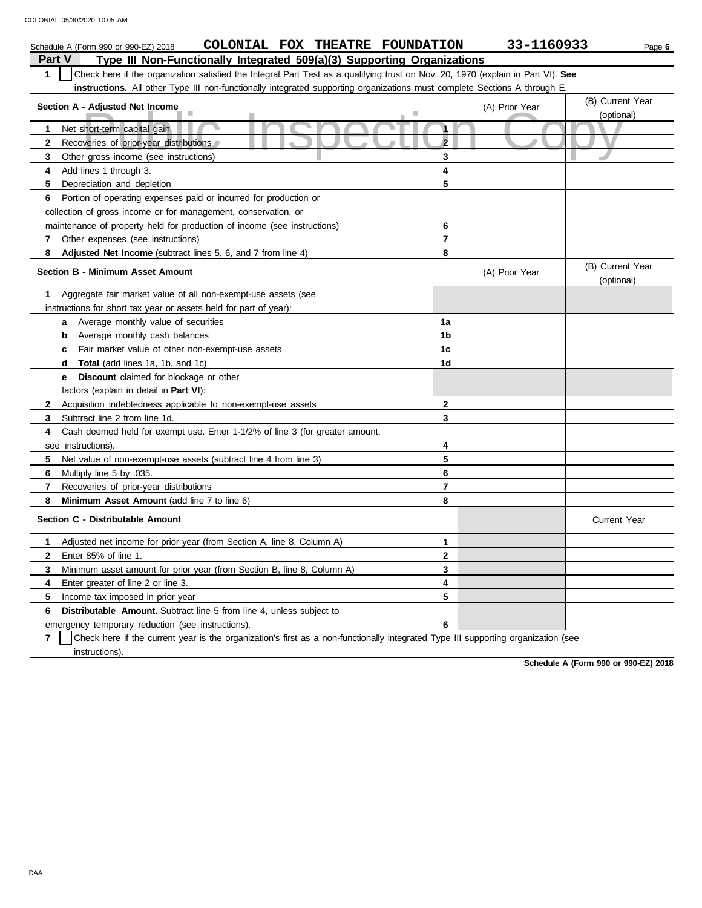Schedule A (Form 990 or 990-EZ) 2018 **COLONIAL FOX THEATRE FOUNDATION** **33-1160933**

## Part V Type III Non-Functionally Integrated 509(a)(3) Supporting Organizations

**1** ☐ Check here if the organization satisfied the Integral Part Test as a qualifying trust on Nov. 20, 1970 (explain in Part VI). **See instructions.** All other Type III non-functionally integrated supporting organizations must complete Sections A through E.

| Section A - Adjusted Net Income | | (A) Prior Year | (B) Current Year (optional) |
|---|---|---|---|
| **1** Net short-term capital gain | 1 | | |
| **2** Recoveries of prior-year distributions | 2 | | |
| **3** Other gross income (see instructions) | 3 | | |
| **4** Add lines 1 through 3. | 4 | | |
| **5** Depreciation and depletion | 5 | | |
| **6** Portion of operating expenses paid or incurred for production or collection of gross income or for management, conservation, or maintenance of property held for production of income (see instructions) | 6 | | |
| **7** Other expenses (see instructions) | 7 | | |
| **8** **Adjusted Net Income** (subtract lines 5, 6, and 7 from line 4) | 8 | | |

| Section B - Minimum Asset Amount | | (A) Prior Year | (B) Current Year (optional) |
|---|---|---|---|
| **1** Aggregate fair market value of all non-exempt-use assets (see instructions for short tax year or assets held for part of year): | | | |
| **a** Average monthly value of securities | 1a | | |
| **b** Average monthly cash balances | 1b | | |
| **c** Fair market value of other non-exempt-use assets | 1c | | |
| **d** **Total** (add lines 1a, 1b, and 1c) | 1d | | |
| **e** **Discount** claimed for blockage or other factors (explain in detail in **Part VI**): | | | |
| **2** Acquisition indebtedness applicable to non-exempt-use assets | 2 | | |
| **3** Subtract line 2 from line 1d. | 3 | | |
| **4** Cash deemed held for exempt use. Enter 1-1/2% of line 3 (for greater amount, see instructions). | 4 | | |
| **5** Net value of non-exempt-use assets (subtract line 4 from line 3) | 5 | | |
| **6** Multiply line 5 by .035. | 6 | | |
| **7** Recoveries of prior-year distributions | 7 | | |
| **8** **Minimum Asset Amount** (add line 7 to line 6) | 8 | | |

| Section C - Distributable Amount | | | Current Year |
|---|---|---|---|
| **1** Adjusted net income for prior year (from Section A, line 8, Column A) | 1 | | |
| **2** Enter 85% of line 1. | 2 | | |
| **3** Minimum asset amount for prior year (from Section B, line 8, Column A) | 3 | | |
| **4** Enter greater of line 2 or line 3. | 4 | | |
| **5** Income tax imposed in prior year | 5 | | |
| **6** **Distributable Amount.** Subtract line 5 from line 4, unless subject to emergency temporary reduction (see instructions). | 6 | | |

**7** ☐ Check here if the current year is the organization's first as a non-functionally integrated Type III supporting organization (see instructions).

**Schedule A (Form 990 or 990-EZ) 2018**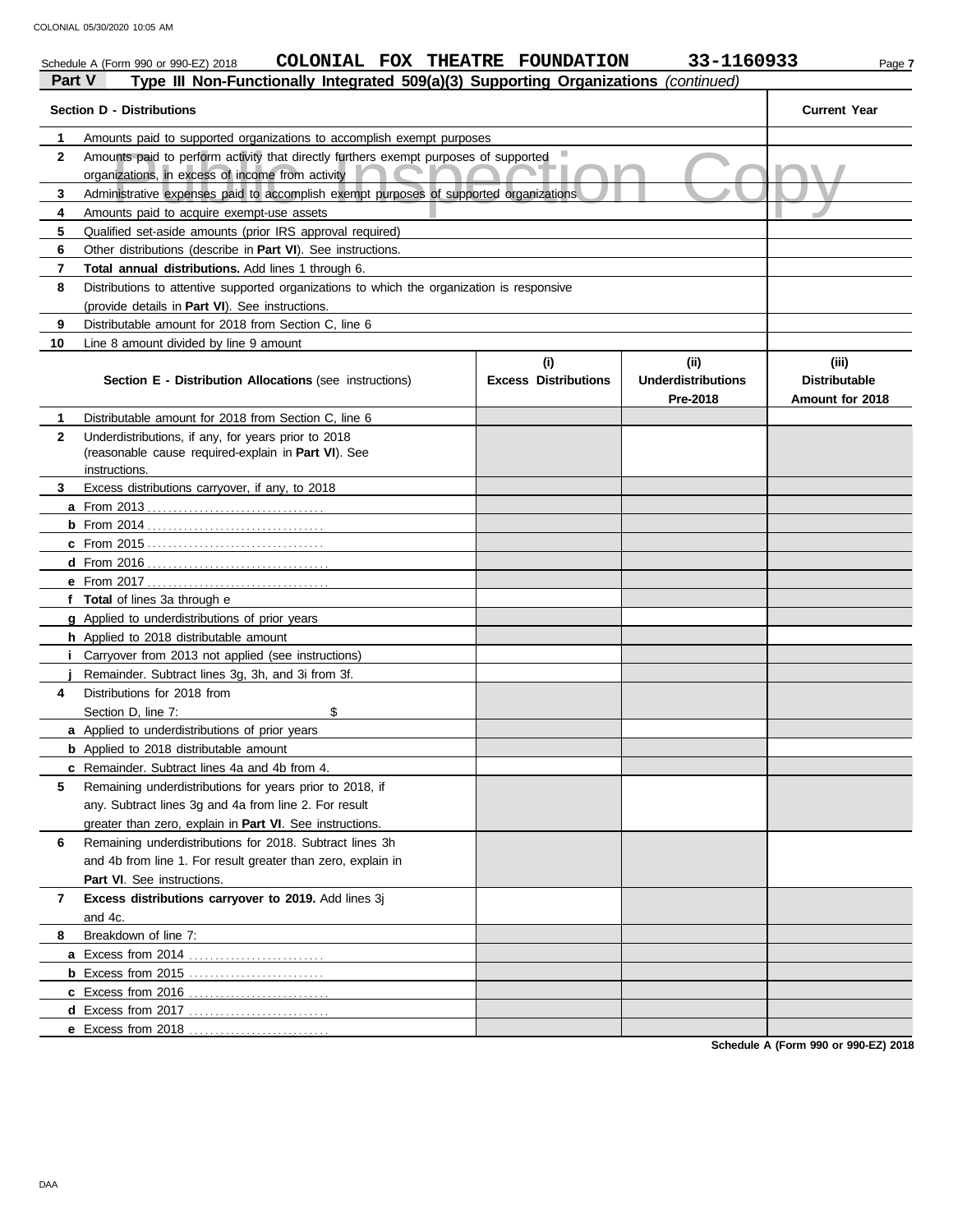Schedule A (Form 990 or 990-EZ) 2018 **COLONIAL FOX THEATRE FOUNDATION 33-1160933**

**Part V Type III Non-Functionally Integrated 509(a)(3) Supporting Organizations** *(continued)*

| Section D - Distributions | | Current Year |
|---|---|---|
| 1 | Amounts paid to supported organizations to accomplish exempt purposes | |
| 2 | Amounts paid to perform activity that directly furthers exempt purposes of supported organizations, in excess of income from activity | |
| 3 | Administrative expenses paid to accomplish exempt purposes of supported organizations | |
| 4 | Amounts paid to acquire exempt-use assets | |
| 5 | Qualified set-aside amounts (prior IRS approval required) | |
| 6 | Other distributions (describe in **Part VI**). See instructions. | |
| 7 | **Total annual distributions.** Add lines 1 through 6. | |
| 8 | Distributions to attentive supported organizations to which the organization is responsive (provide details in **Part VI**). See instructions. | |
| 9 | Distributable amount for 2018 from Section C, line 6 | |
| 10 | Line 8 amount divided by line 9 amount | |

| | Section E - Distribution Allocations (see instructions) | (i) Excess Distributions | (ii) Underdistributions Pre-2018 | (iii) Distributable Amount for 2018 |
|---|---|---|---|---|
| 1 | Distributable amount for 2018 from Section C, line 6 | | | |
| 2 | Underdistributions, if any, for years prior to 2018 (reasonable cause required-explain in **Part VI**). See instructions. | | | |
| 3 | Excess distributions carryover, if any, to 2018 | | | |
| a | From 2013 | | | |
| b | From 2014 | | | |
| c | From 2015 | | | |
| d | From 2016 | | | |
| e | From 2017 | | | |
| f | **Total** of lines 3a through e | | | |
| g | Applied to underdistributions of prior years | | | |
| h | Applied to 2018 distributable amount | | | |
| i | Carryover from 2013 not applied (see instructions) | | | |
| j | Remainder. Subtract lines 3g, 3h, and 3i from 3f. | | | |
| 4 | Distributions for 2018 from Section D, line 7: $ | | | |
| a | Applied to underdistributions of prior years | | | |
| b | Applied to 2018 distributable amount | | | |
| c | Remainder. Subtract lines 4a and 4b from 4. | | | |
| 5 | Remaining underdistributions for years prior to 2018, if any. Subtract lines 3g and 4a from line 2. For result greater than zero, explain in **Part VI**. See instructions. | | | |
| 6 | Remaining underdistributions for 2018. Subtract lines 3h and 4b from line 1. For result greater than zero, explain in **Part VI**. See instructions. | | | |
| 7 | **Excess distributions carryover to 2019.** Add lines 3j and 4c. | | | |
| 8 | Breakdown of line 7: | | | |
| a | Excess from 2014 | | | |
| b | Excess from 2015 | | | |
| c | Excess from 2016 | | | |
| d | Excess from 2017 | | | |
| e | Excess from 2018 | | | |

**Schedule A (Form 990 or 990-EZ) 2018**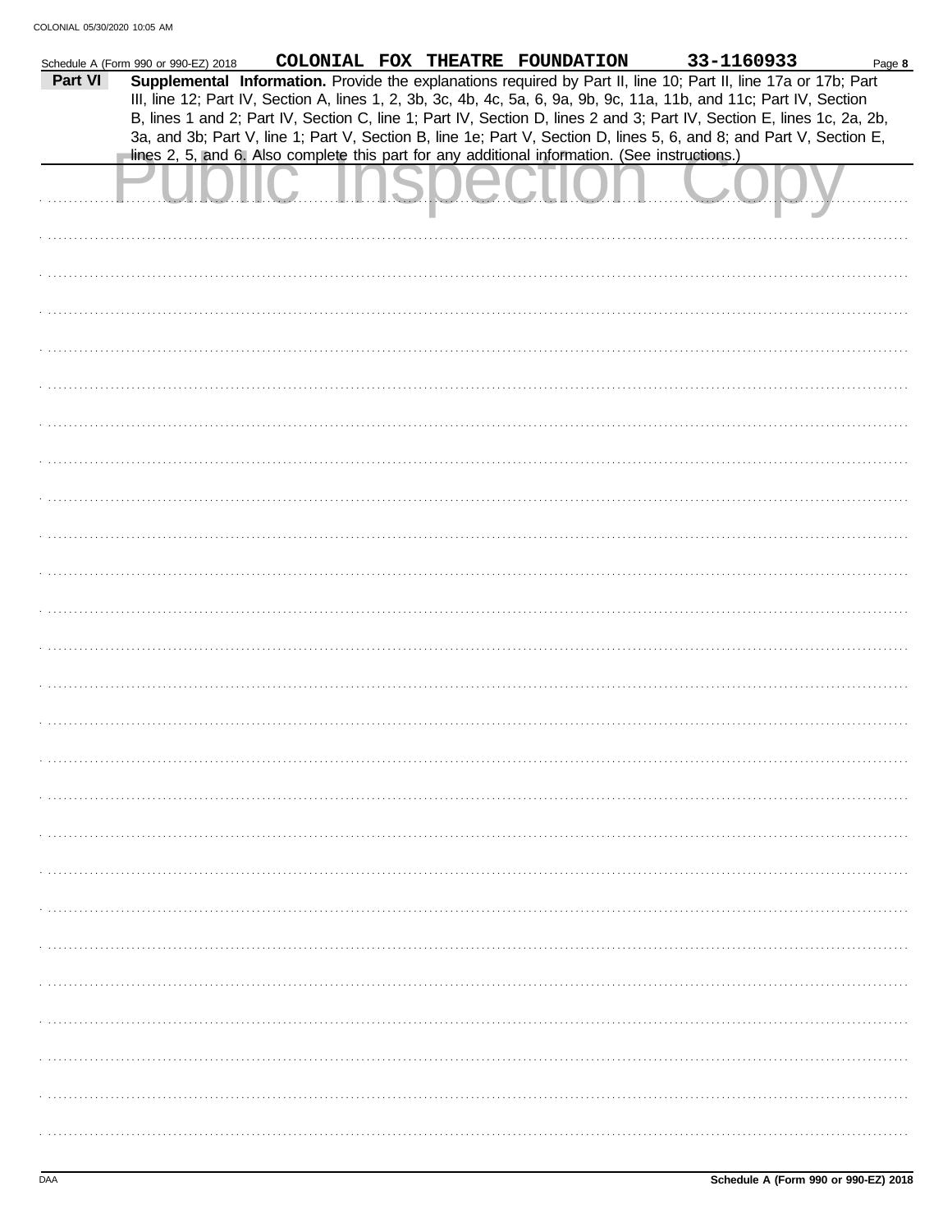Schedule A (Form 990 or 990-EZ) 2018 COLONIAL FOX THEATRE FOUNDATION 33-1160933 Page **8**

**Part VI** **Supplemental Information.** Provide the explanations required by Part II, line 10; Part II, line 17a or 17b; Part III, line 12; Part IV, Section A, lines 1, 2, 3b, 3c, 4b, 4c, 5a, 6, 9a, 9b, 9c, 11a, 11b, and 11c; Part IV, Section B, lines 1 and 2; Part IV, Section C, line 1; Part IV, Section D, lines 2 and 3; Part IV, Section E, lines 1c, 2a, 2b, 3a, and 3b; Part V, line 1; Part V, Section B, line 1e; Part V, Section D, lines 5, 6, and 8; and Part V, Section E, lines 2, 5, and 6. Also complete this part for any additional information. (See instructions.)

Public Inspection Copy

Schedule A (Form 990 or 990-EZ) 2018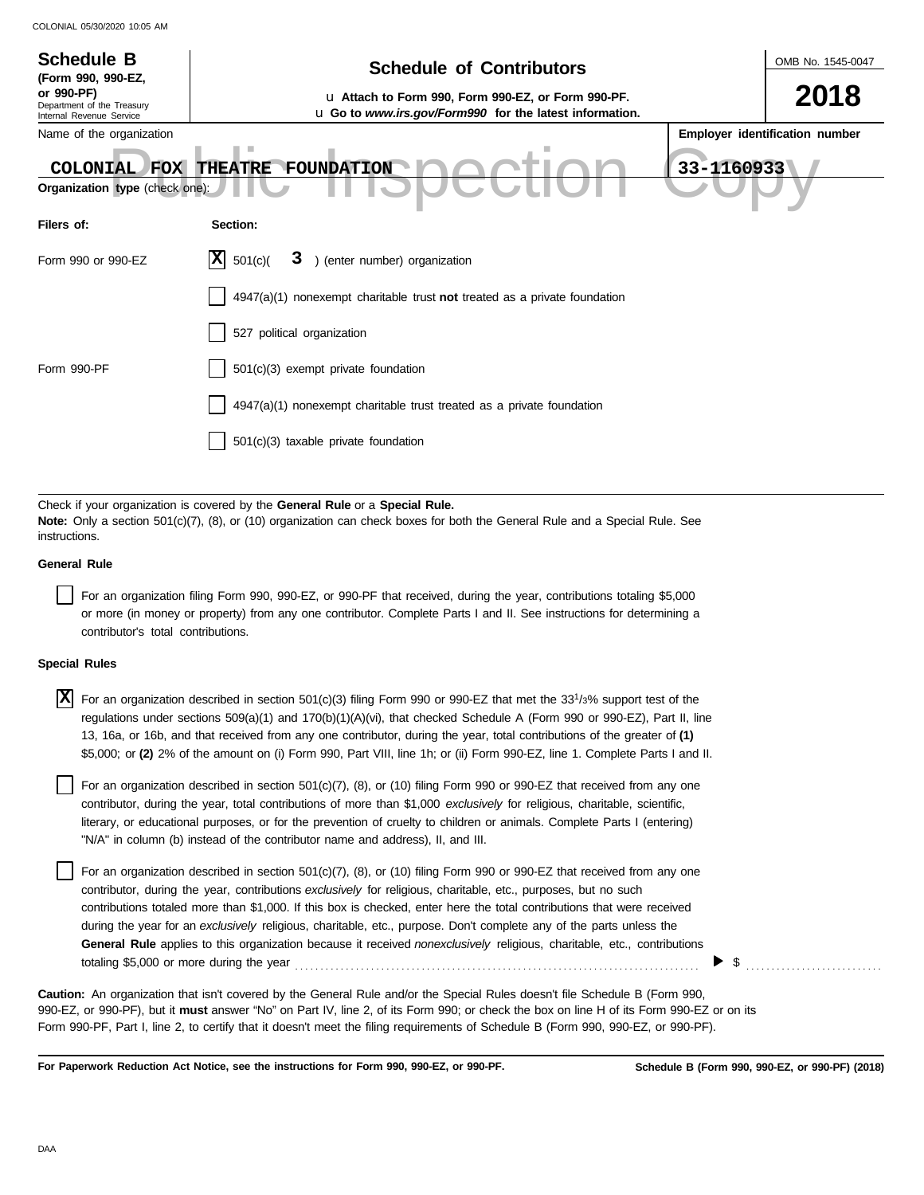**Schedule B**
**(Form 990, 990-EZ, or 990-PF)**
Department of the Treasury
Internal Revenue Service

# Schedule of Contributors

u **Attach to Form 990, Form 990-EZ, or Form 990-PF.**
u **Go to *www.irs.gov/Form990* for the latest information.**

OMB No. 1545-0047

**2018**

Name of the organization: COLONIAL FOX THEATRE FOUNDATION

**Employer identification number**: 33-1160933

Public Inspection Copy

**Organization type** (check one):

| Filers of: | Section: |
|---|---|
| Form 990 or 990-EZ | [X] 501(c)( 3 ) (enter number) organization |
| | [ ] 4947(a)(1) nonexempt charitable trust **not** treated as a private foundation |
| | [ ] 527 political organization |
| Form 990-PF | [ ] 501(c)(3) exempt private foundation |
| | [ ] 4947(a)(1) nonexempt charitable trust treated as a private foundation |
| | [ ] 501(c)(3) taxable private foundation |

Check if your organization is covered by the **General Rule** or a **Special Rule.**
**Note:** Only a section 501(c)(7), (8), or (10) organization can check boxes for both the General Rule and a Special Rule. See instructions.

**General Rule**

[ ] For an organization filing Form 990, 990-EZ, or 990-PF that received, during the year, contributions totaling $5,000 or more (in money or property) from any one contributor. Complete Parts I and II. See instructions for determining a contributor's total contributions.

**Special Rules**

[X] For an organization described in section 501(c)(3) filing Form 990 or 990-EZ that met the $33^1/_3$% support test of the regulations under sections 509(a)(1) and 170(b)(1)(A)(vi), that checked Schedule A (Form 990 or 990-EZ), Part II, line 13, 16a, or 16b, and that received from any one contributor, during the year, total contributions of the greater of **(1)** $5,000; or **(2)** 2% of the amount on (i) Form 990, Part VIII, line 1h; or (ii) Form 990-EZ, line 1. Complete Parts I and II.

[ ] For an organization described in section 501(c)(7), (8), or (10) filing Form 990 or 990-EZ that received from any one contributor, during the year, total contributions of more than $1,000 *exclusively* for religious, charitable, scientific, literary, or educational purposes, or for the prevention of cruelty to children or animals. Complete Parts I (entering) "N/A" in column (b) instead of the contributor name and address), II, and III.

[ ] For an organization described in section 501(c)(7), (8), or (10) filing Form 990 or 990-EZ that received from any one contributor, during the year, contributions *exclusively* for religious, charitable, etc., purposes, but no such contributions totaled more than $1,000. If this box is checked, enter here the total contributions that were received during the year for an *exclusively* religious, charitable, etc., purpose. Don't complete any of the parts unless the **General Rule** applies to this organization because it received *nonexclusively* religious, charitable, etc., contributions totaling $5,000 or more during the year . . . . . . . . . . ▶ $ . . . . . . . . . .

**Caution:** An organization that isn't covered by the General Rule and/or the Special Rules doesn't file Schedule B (Form 990, 990-EZ, or 990-PF), but it **must** answer "No" on Part IV, line 2, of its Form 990; or check the box on line H of its Form 990-EZ or on its Form 990-PF, Part I, line 2, to certify that it doesn't meet the filing requirements of Schedule B (Form 990, 990-EZ, or 990-PF).

**For Paperwork Reduction Act Notice, see the instructions for Form 990, 990-EZ, or 990-PF.**

**Schedule B (Form 990, 990-EZ, or 990-PF) (2018)**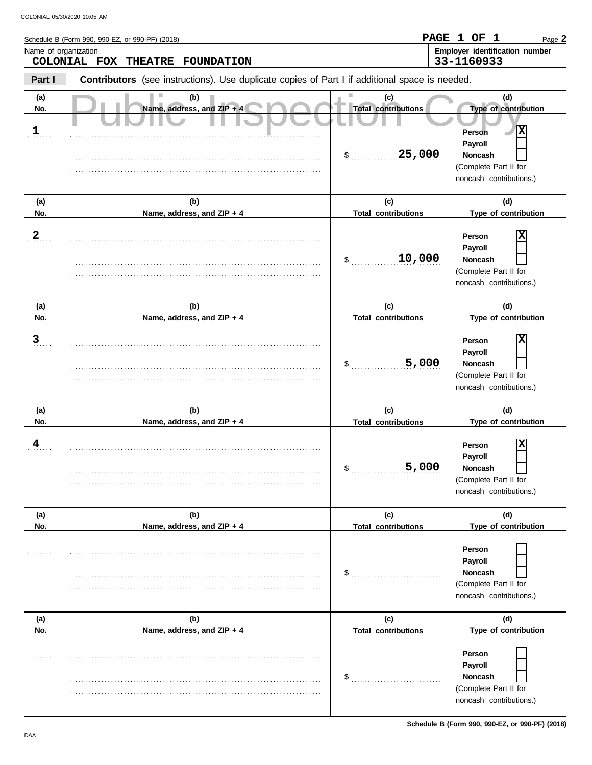Schedule B (Form 990, 990-EZ, or 990-PF) (2018)

PAGE 1 OF 1

Name of organization: **COLONIAL FOX THEATRE FOUNDATION**

Employer identification number: **33-1160933**

**Part I** **Contributors** (see instructions). Use duplicate copies of Part I if additional space is needed.

Public Inspection Copy

| (a) No. | (b) Name, address, and ZIP + 4 | (c) Total contributions | (d) Type of contribution |
|---|---|---|---|
| 1 | | $ 25,000 | Person [X] Payroll [ ] Noncash [ ] (Complete Part II for noncash contributions.) |
| 2 | | $ 10,000 | Person [X] Payroll [ ] Noncash [ ] (Complete Part II for noncash contributions.) |
| 3 | | $ 5,000 | Person [X] Payroll [ ] Noncash [ ] (Complete Part II for noncash contributions.) |
| 4 | | $ 5,000 | Person [X] Payroll [ ] Noncash [ ] (Complete Part II for noncash contributions.) |
| | | $ | Person [ ] Payroll [ ] Noncash [ ] (Complete Part II for noncash contributions.) |
| | | $ | Person [ ] Payroll [ ] Noncash [ ] (Complete Part II for noncash contributions.) |

Schedule B (Form 990, 990-EZ, or 990-PF) (2018)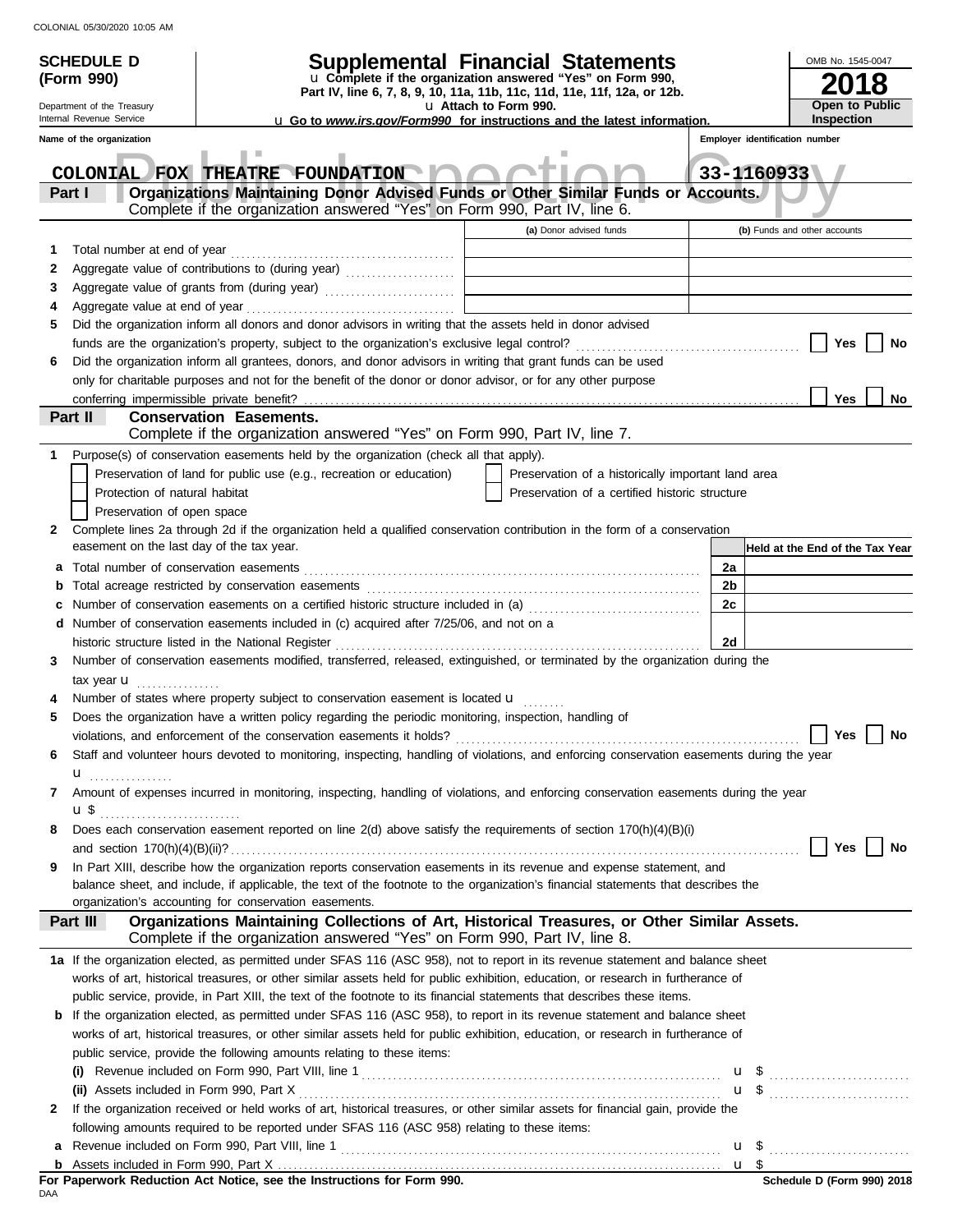COLONIAL 05/30/2020 10:05 AM

**SCHEDULE D (Form 990)**

Department of the Treasury
Internal Revenue Service

# Supplemental Financial Statements

u Complete if the organization answered "Yes" on Form 990, Part IV, line 6, 7, 8, 9, 10, 11a, 11b, 11c, 11d, 11e, 11f, 12a, or 12b.
u Attach to Form 990.
u Go to *www.irs.gov/Form990* for instructions and the latest information.

OMB No. 1545-0047
**2018**
**Open to Public Inspection**

**Name of the organization:** COLONIAL FOX THEATRE FOUNDATION
**Employer identification number:** 33-1160933

## Part I Organizations Maintaining Donor Advised Funds or Other Similar Funds or Accounts.

Complete if the organization answered "Yes" on Form 990, Part IV, line 6.

| | | (a) Donor advised funds | (b) Funds and other accounts |
|---|---|---|---|
| 1 | Total number at end of year | | |
| 2 | Aggregate value of contributions to (during year) | | |
| 3 | Aggregate value of grants from (during year) | | |
| 4 | Aggregate value at end of year | | |

5 Did the organization inform all donors and donor advisors in writing that the assets held in donor advised funds are the organization's property, subject to the organization's exclusive legal control? [ ] Yes [ ] No

6 Did the organization inform all grantees, donors, and donor advisors in writing that grant funds can be used only for charitable purposes and not for the benefit of the donor or donor advisor, or for any other purpose conferring impermissible private benefit? [ ] Yes [ ] No

## Part II Conservation Easements.

Complete if the organization answered "Yes" on Form 990, Part IV, line 7.

1 Purpose(s) of conservation easements held by the organization (check all that apply).

- [ ] Preservation of land for public use (e.g., recreation or education)
- [ ] Protection of natural habitat
- [ ] Preservation of open space
- [ ] Preservation of a historically important land area
- [ ] Preservation of a certified historic structure

2 Complete lines 2a through 2d if the organization held a qualified conservation contribution in the form of a conservation easement on the last day of the tax year.

| | | | Held at the End of the Tax Year |
|---|---|---|---|
| a | Total number of conservation easements | 2a | |
| b | Total acreage restricted by conservation easements | 2b | |
| c | Number of conservation easements on a certified historic structure included in (a) | 2c | |
| d | Number of conservation easements included in (c) acquired after 7/25/06, and not on a historic structure listed in the National Register | 2d | |

3 Number of conservation easements modified, transferred, released, extinguished, or terminated by the organization during the tax year u

4 Number of states where property subject to conservation easement is located u

5 Does the organization have a written policy regarding the periodic monitoring, inspection, handling of violations, and enforcement of the conservation easements it holds? [ ] Yes [ ] No

6 Staff and volunteer hours devoted to monitoring, inspecting, handling of violations, and enforcing conservation easements during the year u

7 Amount of expenses incurred in monitoring, inspecting, handling of violations, and enforcing conservation easements during the year u $

8 Does each conservation easement reported on line 2(d) above satisfy the requirements of section 170(h)(4)(B)(i) and section 170(h)(4)(B)(ii)? [ ] Yes [ ] No

9 In Part XIII, describe how the organization reports conservation easements in its revenue and expense statement, and balance sheet, and include, if applicable, the text of the footnote to the organization's financial statements that describes the organization's accounting for conservation easements.

## Part III Organizations Maintaining Collections of Art, Historical Treasures, or Other Similar Assets.

Complete if the organization answered "Yes" on Form 990, Part IV, line 8.

1a If the organization elected, as permitted under SFAS 116 (ASC 958), not to report in its revenue statement and balance sheet works of art, historical treasures, or other similar assets held for public exhibition, education, or research in furtherance of public service, provide, in Part XIII, the text of the footnote to its financial statements that describes these items.

b If the organization elected, as permitted under SFAS 116 (ASC 958), to report in its revenue statement and balance sheet works of art, historical treasures, or other similar assets held for public exhibition, education, or research in furtherance of public service, provide the following amounts relating to these items:

(i) Revenue included on Form 990, Part VIII, line 1 u $

(ii) Assets included in Form 990, Part X u $

2 If the organization received or held works of art, historical treasures, or other similar assets for financial gain, provide the following amounts required to be reported under SFAS 116 (ASC 958) relating to these items:

a Revenue included on Form 990, Part VIII, line 1 u $

b Assets included in Form 990, Part X u $

**For Paperwork Reduction Act Notice, see the Instructions for Form 990.**

DAA

**Schedule D (Form 990) 2018**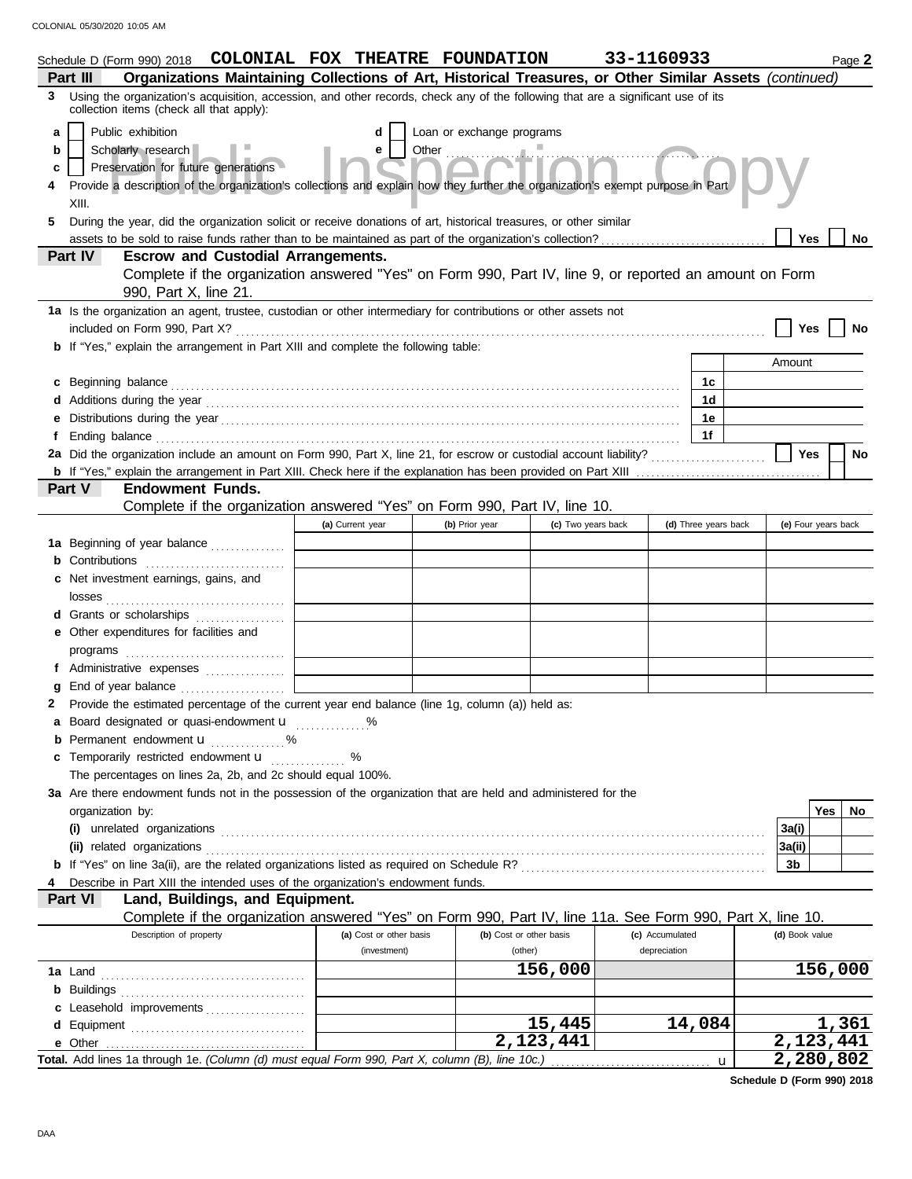Schedule D (Form 990) 2018 **COLONIAL FOX THEATRE FOUNDATION** **33-1160933**

## Part III Organizations Maintaining Collections of Art, Historical Treasures, or Other Similar Assets *(continued)*

**3** Using the organization's acquisition, accession, and other records, check any of the following that are a significant use of its collection items (check all that apply):

- **a** ☐ Public exhibition
- **b** ☐ Scholarly research
- **c** ☐ Preservation for future generations
- **d** ☐ Loan or exchange programs
- **e** ☐ Other

**4** Provide a description of the organization's collections and explain how they further the organization's exempt purpose in Part XIII.

**5** During the year, did the organization solicit or receive donations of art, historical treasures, or other similar assets to be sold to raise funds rather than to be maintained as part of the organization's collection? ☐ Yes ☐ No

## Part IV Escrow and Custodial Arrangements.

Complete if the organization answered "Yes" on Form 990, Part IV, line 9, or reported an amount on Form 990, Part X, line 21.

**1a** Is the organization an agent, trustee, custodian or other intermediary for contributions or other assets not included on Form 990, Part X? ☐ Yes ☐ No

**b** If "Yes," explain the arrangement in Part XIII and complete the following table:

| | | Amount |
|---|---|---|
| **c** Beginning balance | 1c | |
| **d** Additions during the year | 1d | |
| **e** Distributions during the year | 1e | |
| **f** Ending balance | 1f | |

**2a** Did the organization include an amount on Form 990, Part X, line 21, for escrow or custodial account liability? ☐ Yes ☐ No

**b** If "Yes," explain the arrangement in Part XIII. Check here if the explanation has been provided on Part XIII ☐

## Part V Endowment Funds.

Complete if the organization answered "Yes" on Form 990, Part IV, line 10.

| | (a) Current year | (b) Prior year | (c) Two years back | (d) Three years back | (e) Four years back |
|---|---|---|---|---|---|
| **1a** Beginning of year balance | | | | | |
| **b** Contributions | | | | | |
| **c** Net investment earnings, gains, and losses | | | | | |
| **d** Grants or scholarships | | | | | |
| **e** Other expenditures for facilities and programs | | | | | |
| **f** Administrative expenses | | | | | |
| **g** End of year balance | | | | | |

**2** Provide the estimated percentage of the current year end balance (line 1g, column (a)) held as:

- **a** Board designated or quasi-endowment u ______ %
- **b** Permanent endowment u ______ %
- **c** Temporarily restricted endowment u ______ %

The percentages on lines 2a, 2b, and 2c should equal 100%.

**3a** Are there endowment funds not in the possession of the organization that are held and administered for the organization by:

| | | Yes | No |
|---|---|---|---|
| **(i)** unrelated organizations | 3a(i) | | |
| **(ii)** related organizations | 3a(ii) | | |
| **b** If "Yes" on line 3a(ii), are the related organizations listed as required on Schedule R? | 3b | | |

**4** Describe in Part XIII the intended uses of the organization's endowment funds.

## Part VI Land, Buildings, and Equipment.

Complete if the organization answered "Yes" on Form 990, Part IV, line 11a. See Form 990, Part X, line 10.

| Description of property | (a) Cost or other basis (investment) | (b) Cost or other basis (other) | (c) Accumulated depreciation | (d) Book value |
|---|---|---|---|---|
| **1a** Land | | 156,000 | | 156,000 |
| **b** Buildings | | | | |
| **c** Leasehold improvements | | | | |
| **d** Equipment | | 15,445 | 14,084 | 1,361 |
| **e** Other | | 2,123,441 | | 2,123,441 |
| **Total.** Add lines 1a through 1e. *(Column (d) must equal Form 990, Part X, column (B), line 10c.)* u | | | | 2,280,802 |

**Schedule D (Form 990) 2018**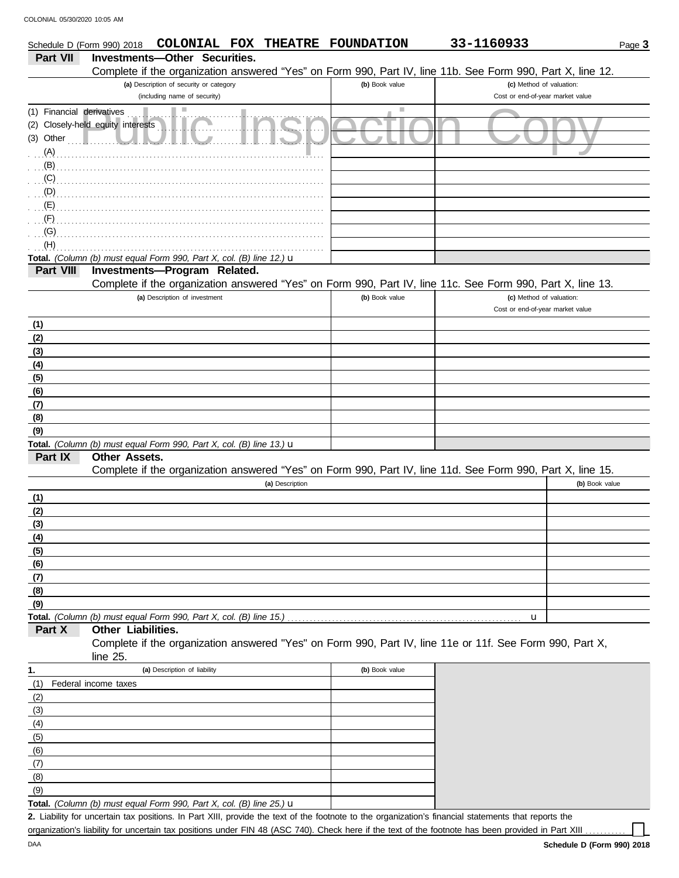Schedule D (Form 990) 2018 **COLONIAL FOX THEATRE FOUNDATION** **33-1160933** Page **3**

## Part VII Investments—Other Securities.

Complete if the organization answered "Yes" on Form 990, Part IV, line 11b. See Form 990, Part X, line 12.

| (a) Description of security or category (including name of security) | (b) Book value | (c) Method of valuation: Cost or end-of-year market value |
|---|---|---|
| (1) Financial derivatives | | |
| (2) Closely-held equity interests | | |
| (3) Other | | |
| (A) | | |
| (B) | | |
| (C) | | |
| (D) | | |
| (E) | | |
| (F) | | |
| (G) | | |
| (H) | | |
| **Total.** *(Column (b) must equal Form 990, Part X, col. (B) line 12.)* u | | |

## Part VIII Investments—Program Related.

Complete if the organization answered "Yes" on Form 990, Part IV, line 11c. See Form 990, Part X, line 13.

| (a) Description of investment | (b) Book value | (c) Method of valuation: Cost or end-of-year market value |
|---|---|---|
| **(1)** | | |
| **(2)** | | |
| **(3)** | | |
| **(4)** | | |
| **(5)** | | |
| **(6)** | | |
| **(7)** | | |
| **(8)** | | |
| **(9)** | | |
| **Total.** *(Column (b) must equal Form 990, Part X, col. (B) line 13.)* u | | |

## Part IX Other Assets.

Complete if the organization answered "Yes" on Form 990, Part IV, line 11d. See Form 990, Part X, line 15.

| (a) Description | (b) Book value |
|---|---|
| **(1)** | |
| **(2)** | |
| **(3)** | |
| **(4)** | |
| **(5)** | |
| **(6)** | |
| **(7)** | |
| **(8)** | |
| **(9)** | |
| **Total.** *(Column (b) must equal Form 990, Part X, col. (B) line 15.)* u | |

## Part X Other Liabilities.

Complete if the organization answered "Yes" on Form 990, Part IV, line 11e or 11f. See Form 990, Part X, line 25.

| **1.** (a) Description of liability | (b) Book value |
|---|---|
| (1) Federal income taxes | |
| (2) | |
| (3) | |
| (4) | |
| (5) | |
| (6) | |
| (7) | |
| (8) | |
| (9) | |
| **Total.** *(Column (b) must equal Form 990, Part X, col. (B) line 25.)* u | |

**2.** Liability for uncertain tax positions. In Part XIII, provide the text of the footnote to the organization's financial statements that reports the organization's liability for uncertain tax positions under FIN 48 (ASC 740). Check here if the text of the footnote has been provided in Part XIII ☐

DAA **Schedule D (Form 990) 2018**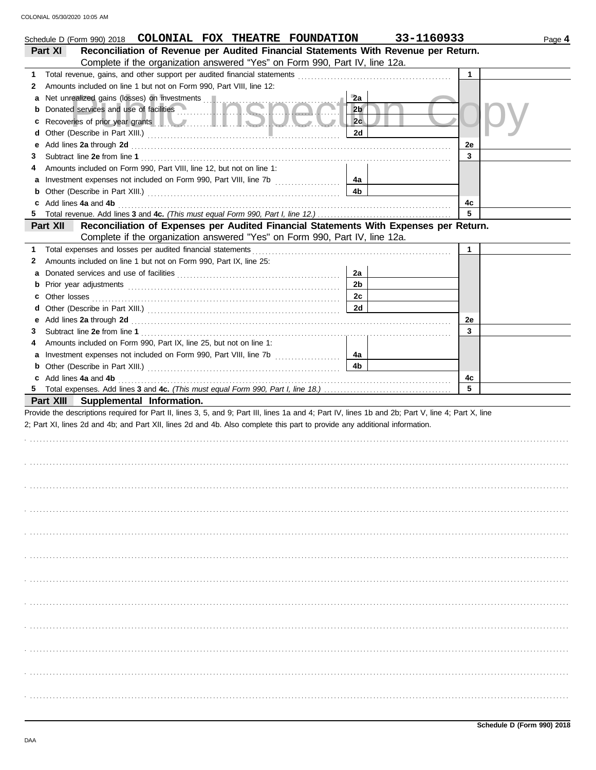Schedule D (Form 990) 2018 **COLONIAL FOX THEATRE FOUNDATION** **33-1160933**

**Part XI — Reconciliation of Revenue per Audited Financial Statements With Revenue per Return.**
Complete if the organization answered "Yes" on Form 990, Part IV, line 12a.

| | | | | | |
|---|---|---|---|---|---|
| 1 | Total revenue, gains, and other support per audited financial statements | | | 1 | |
| 2 | Amounts included on line 1 but not on Form 990, Part VIII, line 12: | | | | |
| a | Net unrealized gains (losses) on investments | 2a | | | |
| b | Donated services and use of facilities | 2b | | | |
| c | Recoveries of prior year grants | 2c | | | |
| d | Other (Describe in Part XIII.) | 2d | | | |
| e | Add lines **2a** through **2d** | | | 2e | |
| 3 | Subtract line **2e** from line **1** | | | 3 | |
| 4 | Amounts included on Form 990, Part VIII, line 12, but not on line 1: | | | | |
| a | Investment expenses not included on Form 990, Part VIII, line 7b | 4a | | | |
| b | Other (Describe in Part XIII.) | 4b | | | |
| c | Add lines **4a** and **4b** | | | 4c | |
| 5 | Total revenue. Add lines **3** and **4c.** *(This must equal Form 990, Part I, line 12.)* | | | 5 | |

**Part XII — Reconciliation of Expenses per Audited Financial Statements With Expenses per Return.**
Complete if the organization answered "Yes" on Form 990, Part IV, line 12a.

| | | | | | |
|---|---|---|---|---|---|
| 1 | Total expenses and losses per audited financial statements | | | 1 | |
| 2 | Amounts included on line 1 but not on Form 990, Part IX, line 25: | | | | |
| a | Donated services and use of facilities | 2a | | | |
| b | Prior year adjustments | 2b | | | |
| c | Other losses | 2c | | | |
| d | Other (Describe in Part XIII.) | 2d | | | |
| e | Add lines **2a** through **2d** | | | 2e | |
| 3 | Subtract line **2e** from line **1** | | | 3 | |
| 4 | Amounts included on Form 990, Part IX, line 25, but not on line 1: | | | | |
| a | Investment expenses not included on Form 990, Part VIII, line 7b | 4a | | | |
| b | Other (Describe in Part XIII.) | 4b | | | |
| c | Add lines **4a** and **4b** | | | 4c | |
| 5 | Total expenses. Add lines **3** and **4c.** *(This must equal Form 990, Part I, line 18.)* | | | 5 | |

**Part XIII — Supplemental Information.**

Provide the descriptions required for Part II, lines 3, 5, and 9; Part III, lines 1a and 4; Part IV, lines 1b and 2b; Part V, line 4; Part X, line 2; Part XI, lines 2d and 4b; and Part XII, lines 2d and 4b. Also complete this part to provide any additional information.

**Schedule D (Form 990) 2018**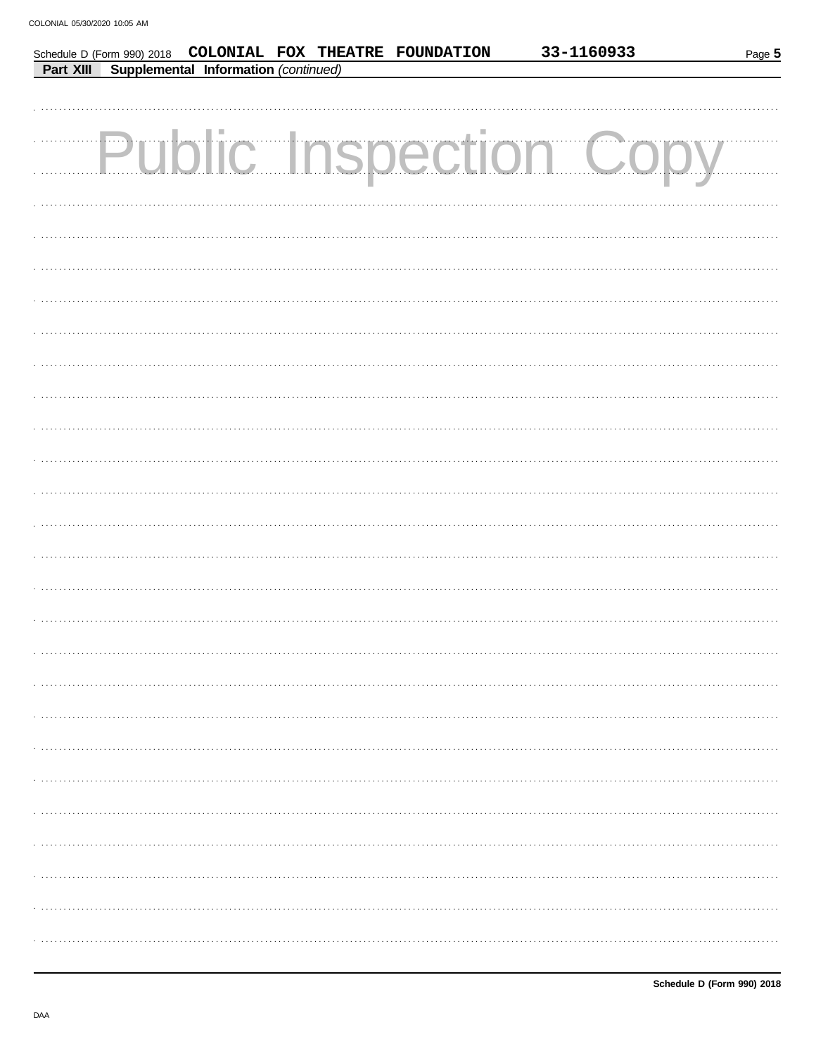Schedule D (Form 990) 2018 **COLONIAL FOX THEATRE FOUNDATION** **33-1160933**

**Part XIII** **Supplemental Information** *(continued)*

Public Inspection Copy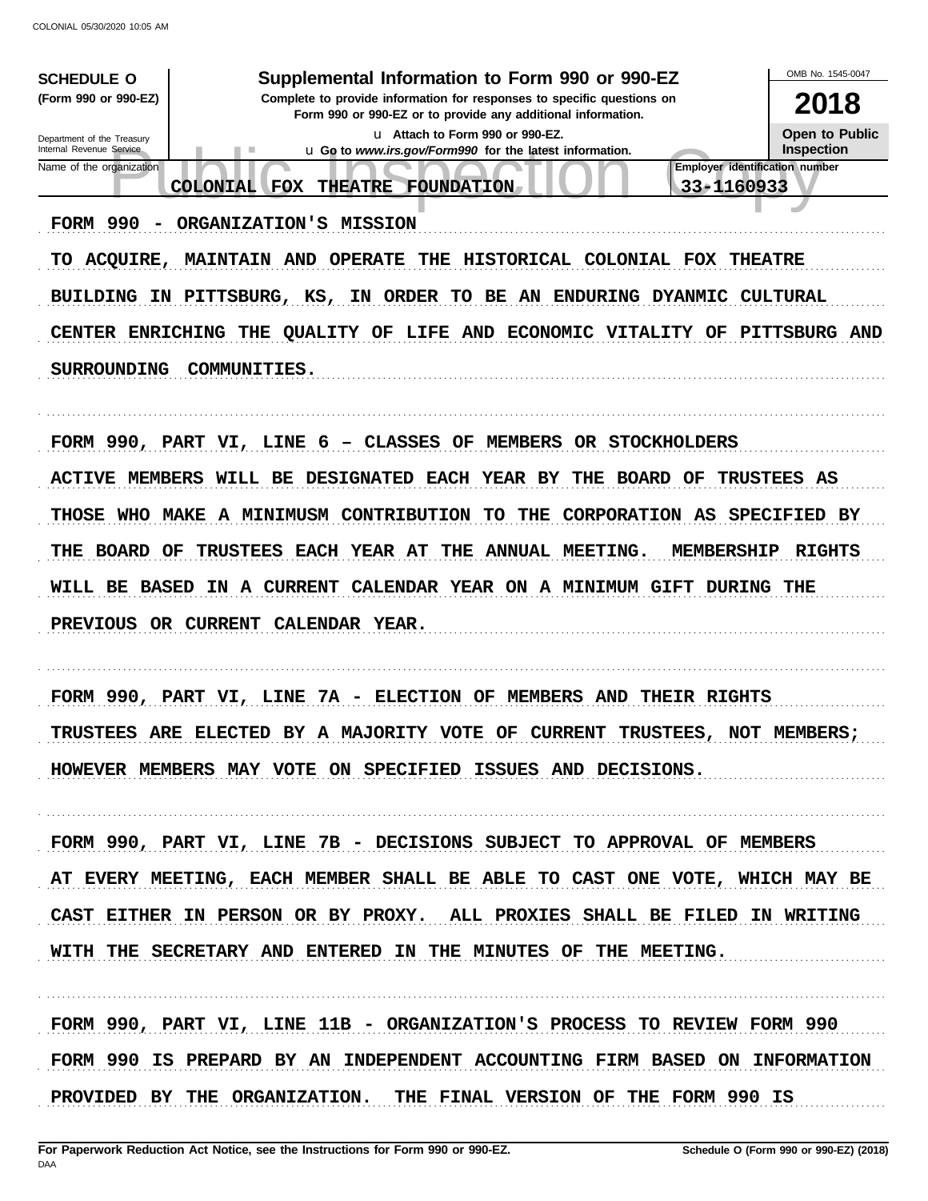**SCHEDULE O** (Form 990 or 990-EZ)

Department of the Treasury
Internal Revenue Service

# Supplemental Information to Form 990 or 990-EZ

**Complete to provide information for responses to specific questions on Form 990 or 990-EZ or to provide any additional information.**

u Attach to Form 990 or 990-EZ.

u Go to *www.irs.gov/Form990* for the latest information.

OMB No. 1545-0047

**2018**

**Open to Public Inspection**

| Name of the organization | Employer identification number |
|---|---|
| COLONIAL FOX THEATRE FOUNDATION | 33-1160933 |

FORM 990 - ORGANIZATION'S MISSION

TO ACQUIRE, MAINTAIN AND OPERATE THE HISTORICAL COLONIAL FOX THEATRE BUILDING IN PITTSBURG, KS, IN ORDER TO BE AN ENDURING DYANMIC CULTURAL CENTER ENRICHING THE QUALITY OF LIFE AND ECONOMIC VITALITY OF PITTSBURG AND SURROUNDING COMMUNITIES.

FORM 990, PART VI, LINE 6 – CLASSES OF MEMBERS OR STOCKHOLDERS

ACTIVE MEMBERS WILL BE DESIGNATED EACH YEAR BY THE BOARD OF TRUSTEES AS THOSE WHO MAKE A MINIMUSM CONTRIBUTION TO THE CORPORATION AS SPECIFIED BY THE BOARD OF TRUSTEES EACH YEAR AT THE ANNUAL MEETING. MEMBERSHIP RIGHTS WILL BE BASED IN A CURRENT CALENDAR YEAR ON A MINIMUM GIFT DURING THE PREVIOUS OR CURRENT CALENDAR YEAR.

FORM 990, PART VI, LINE 7A - ELECTION OF MEMBERS AND THEIR RIGHTS

TRUSTEES ARE ELECTED BY A MAJORITY VOTE OF CURRENT TRUSTEES, NOT MEMBERS; HOWEVER MEMBERS MAY VOTE ON SPECIFIED ISSUES AND DECISIONS.

FORM 990, PART VI, LINE 7B - DECISIONS SUBJECT TO APPROVAL OF MEMBERS

AT EVERY MEETING, EACH MEMBER SHALL BE ABLE TO CAST ONE VOTE, WHICH MAY BE CAST EITHER IN PERSON OR BY PROXY. ALL PROXIES SHALL BE FILED IN WRITING WITH THE SECRETARY AND ENTERED IN THE MINUTES OF THE MEETING.

FORM 990, PART VI, LINE 11B - ORGANIZATION'S PROCESS TO REVIEW FORM 990

FORM 990 IS PREPARD BY AN INDEPENDENT ACCOUNTING FIRM BASED ON INFORMATION PROVIDED BY THE ORGANIZATION. THE FINAL VERSION OF THE FORM 990 IS

**For Paperwork Reduction Act Notice, see the Instructions for Form 990 or 990-EZ.** **Schedule O (Form 990 or 990-EZ) (2018)**

DAA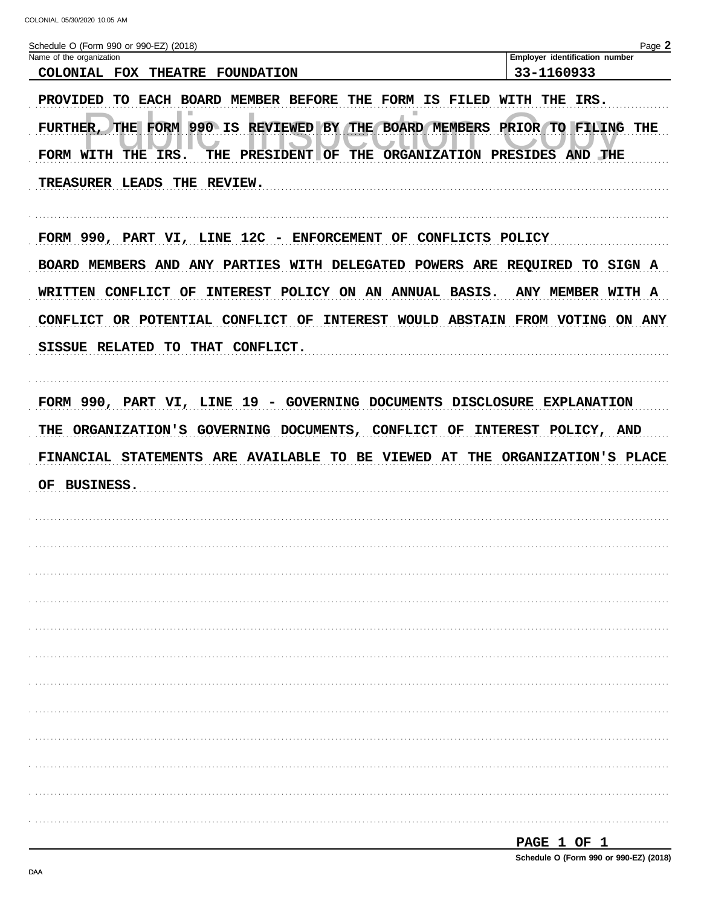Schedule O (Form 990 or 990-EZ) (2018)

| Name of the organization | Employer identification number |
| --- | --- |
| COLONIAL FOX THEATRE FOUNDATION | 33-1160933 |

PROVIDED TO EACH BOARD MEMBER BEFORE THE FORM IS FILED WITH THE IRS. FURTHER, THE FORM 990 IS REVIEWED BY THE BOARD MEMBERS PRIOR TO FILING THE FORM WITH THE IRS. THE PRESIDENT OF THE ORGANIZATION PRESIDES AND THE TREASURER LEADS THE REVIEW.

FORM 990, PART VI, LINE 12C - ENFORCEMENT OF CONFLICTS POLICY

BOARD MEMBERS AND ANY PARTIES WITH DELEGATED POWERS ARE REQUIRED TO SIGN A WRITTEN CONFLICT OF INTEREST POLICY ON AN ANNUAL BASIS. ANY MEMBER WITH A CONFLICT OR POTENTIAL CONFLICT OF INTEREST WOULD ABSTAIN FROM VOTING ON ANY SISSUE RELATED TO THAT CONFLICT.

FORM 990, PART VI, LINE 19 - GOVERNING DOCUMENTS DISCLOSURE EXPLANATION

THE ORGANIZATION'S GOVERNING DOCUMENTS, CONFLICT OF INTEREST POLICY, AND FINANCIAL STATEMENTS ARE AVAILABLE TO BE VIEWED AT THE ORGANIZATION'S PLACE OF BUSINESS.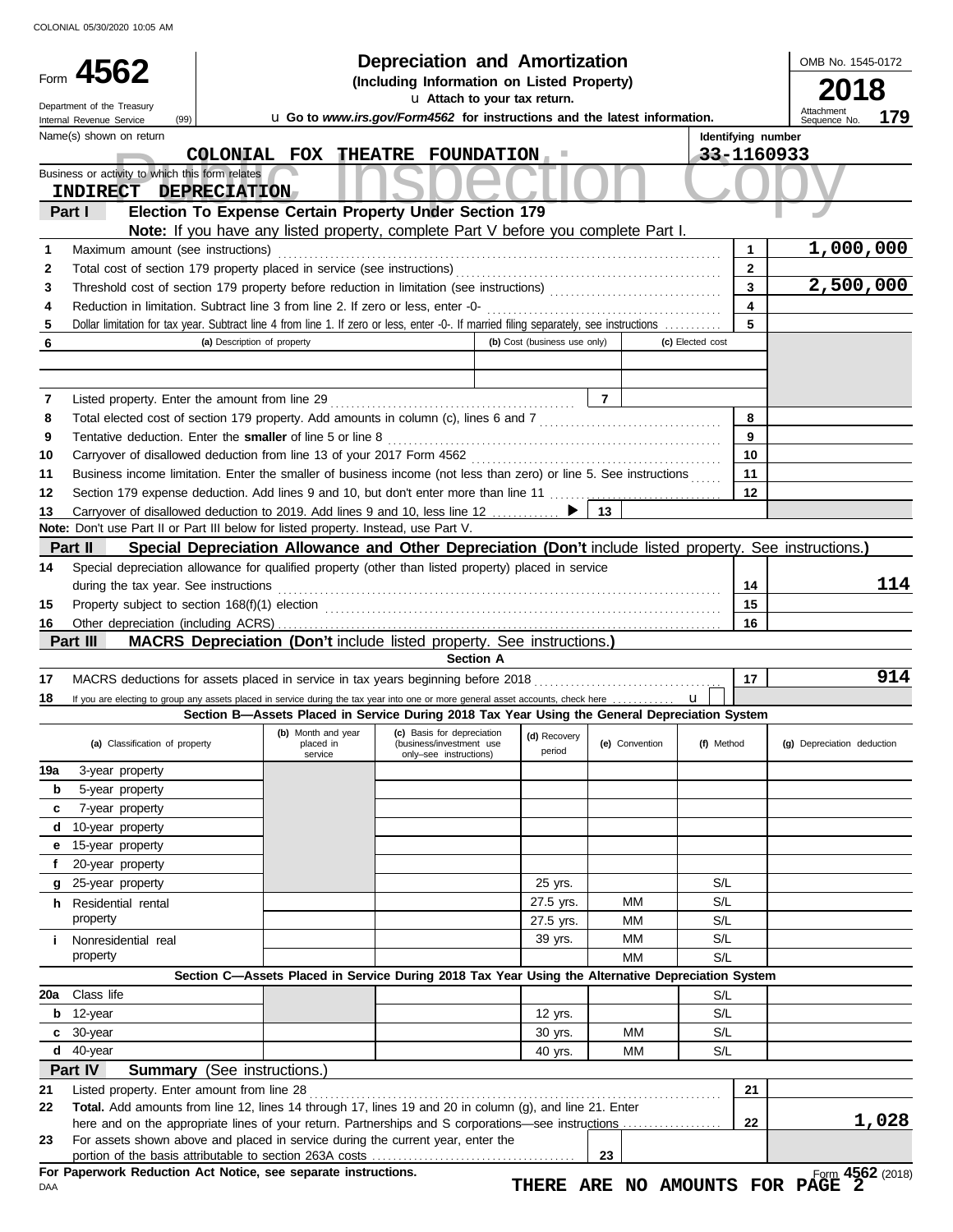COLONIAL 05/30/2020 10:05 AM

Form **4562**

Department of the Treasury
Internal Revenue Service (99)

# Depreciation and Amortization

**(Including Information on Listed Property)**

u **Attach to your tax return.**

u **Go to *www.irs.gov/Form4562* for instructions and the latest information.**

OMB No. 1545-0172

**2018**

Attachment Sequence No. **179**

Public Inspection Copy

Name(s) shown on return: **COLONIAL FOX THEATRE FOUNDATION**

Identifying number: **33-1160933**

Business or activity to which this form relates: **INDIRECT DEPRECIATION**

## Part I Election To Expense Certain Property Under Section 179

**Note:** If you have any listed property, complete Part V before you complete Part I.

| | | | |
|---|---|---|---|
| 1 | Maximum amount (see instructions) | 1 | 1,000,000 |
| 2 | Total cost of section 179 property placed in service (see instructions) | 2 | |
| 3 | Threshold cost of section 179 property before reduction in limitation (see instructions) | 3 | 2,500,000 |
| 4 | Reduction in limitation. Subtract line 3 from line 2. If zero or less, enter -0- | 4 | |
| 5 | Dollar limitation for tax year. Subtract line 4 from line 1. If zero or less, enter -0-. If married filing separately, see instructions | 5 | |

| 6 (a) Description of property | (b) Cost (business use only) | (c) Elected cost |
|---|---|---|
| | | |
| | | |

| | | | | | |
|---|---|---|---|---|---|
| 7 | Listed property. Enter the amount from line 29 | 7 | | | |
| 8 | Total elected cost of section 179 property. Add amounts in column (c), lines 6 and 7 | | | 8 | |
| 9 | Tentative deduction. Enter the **smaller** of line 5 or line 8 | | | 9 | |
| 10 | Carryover of disallowed deduction from line 13 of your 2017 Form 4562 | | | 10 | |
| 11 | Business income limitation. Enter the smaller of business income (not less than zero) or line 5. See instructions | | | 11 | |
| 12 | Section 179 expense deduction. Add lines 9 and 10, but don't enter more than line 11 | | | 12 | |
| 13 | Carryover of disallowed deduction to 2019. Add lines 9 and 10, less line 12 ▶ | 13 | | | |

**Note:** Don't use Part II or Part III below for listed property. Instead, use Part V.

## Part II Special Depreciation Allowance and Other Depreciation (Don't include listed property. See instructions.)

| | | | |
|---|---|---|---|
| 14 | Special depreciation allowance for qualified property (other than listed property) placed in service during the tax year. See instructions | 14 | 114 |
| 15 | Property subject to section 168(f)(1) election | 15 | |
| 16 | Other depreciation (including ACRS) | 16 | |

## Part III MACRS Depreciation (Don't include listed property. See instructions.)

**Section A**

| | | | |
|---|---|---|---|
| 17 | MACRS deductions for assets placed in service in tax years beginning before 2018 | 17 | 914 |
| 18 | If you are electing to group any assets placed in service during the tax year into one or more general asset accounts, check here u | | |

**Section B—Assets Placed in Service During 2018 Tax Year Using the General Depreciation System**

| (a) Classification of property | (b) Month and year placed in service | (c) Basis for depreciation (business/investment use only–see instructions) | (d) Recovery period | (e) Convention | (f) Method | (g) Depreciation deduction |
|---|---|---|---|---|---|---|
| 19a 3-year property | | | | | | |
| b 5-year property | | | | | | |
| c 7-year property | | | | | | |
| d 10-year property | | | | | | |
| e 15-year property | | | | | | |
| f 20-year property | | | | | | |
| g 25-year property | | | 25 yrs. | | S/L | |
| h Residential rental property | | | 27.5 yrs. | MM | S/L | |
| | | | 27.5 yrs. | MM | S/L | |
| i Nonresidential real property | | | 39 yrs. | MM | S/L | |
| | | | | MM | S/L | |

**Section C—Assets Placed in Service During 2018 Tax Year Using the Alternative Depreciation System**

| (a) Classification of property | (b) Month and year placed in service | (c) Basis for depreciation | (d) Recovery period | (e) Convention | (f) Method | (g) Depreciation deduction |
|---|---|---|---|---|---|---|
| 20a Class life | | | | | S/L | |
| b 12-year | | | 12 yrs. | | S/L | |
| c 30-year | | | 30 yrs. | MM | S/L | |
| d 40-year | | | 40 yrs. | MM | S/L | |

## Part IV Summary (See instructions.)

| | | | | | |
|---|---|---|---|---|---|
| 21 | Listed property. Enter amount from line 28 | | | 21 | |
| 22 | **Total.** Add amounts from line 12, lines 14 through 17, lines 19 and 20 in column (g), and line 21. Enter here and on the appropriate lines of your return. Partnerships and S corporations—see instructions | | | 22 | 1,028 |
| 23 | For assets shown above and placed in service during the current year, enter the portion of the basis attributable to section 263A costs | 23 | | | |

**For Paperwork Reduction Act Notice, see separate instructions.**

DAA

**THERE ARE NO AMOUNTS FOR PAGE 2**

Form **4562** (2018)